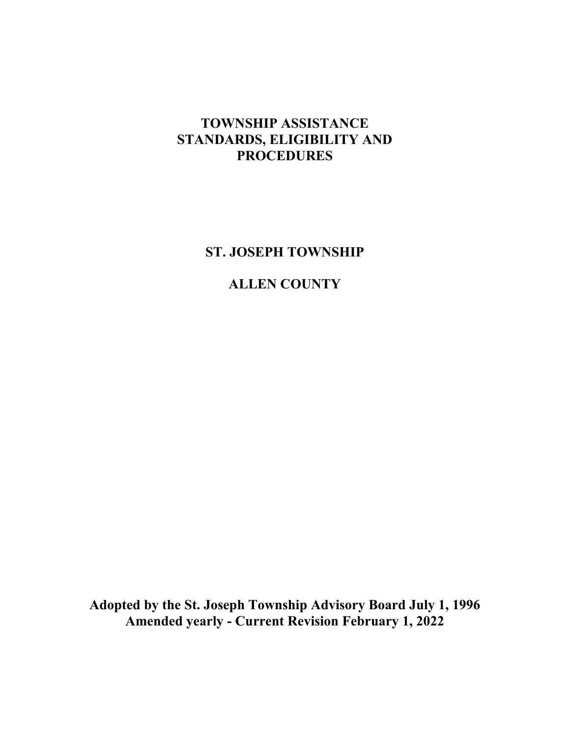# TOWNSHIP ASSISTANCE STANDARDS, ELIGIBILITY AND PROCEDURES

## ST. JOSEPH TOWNSHIP

## ALLEN COUNTY

**Adopted by the St. Joseph Township Advisory Board July 1, 1996**
**Amended yearly - Current Revision February 1, 2022**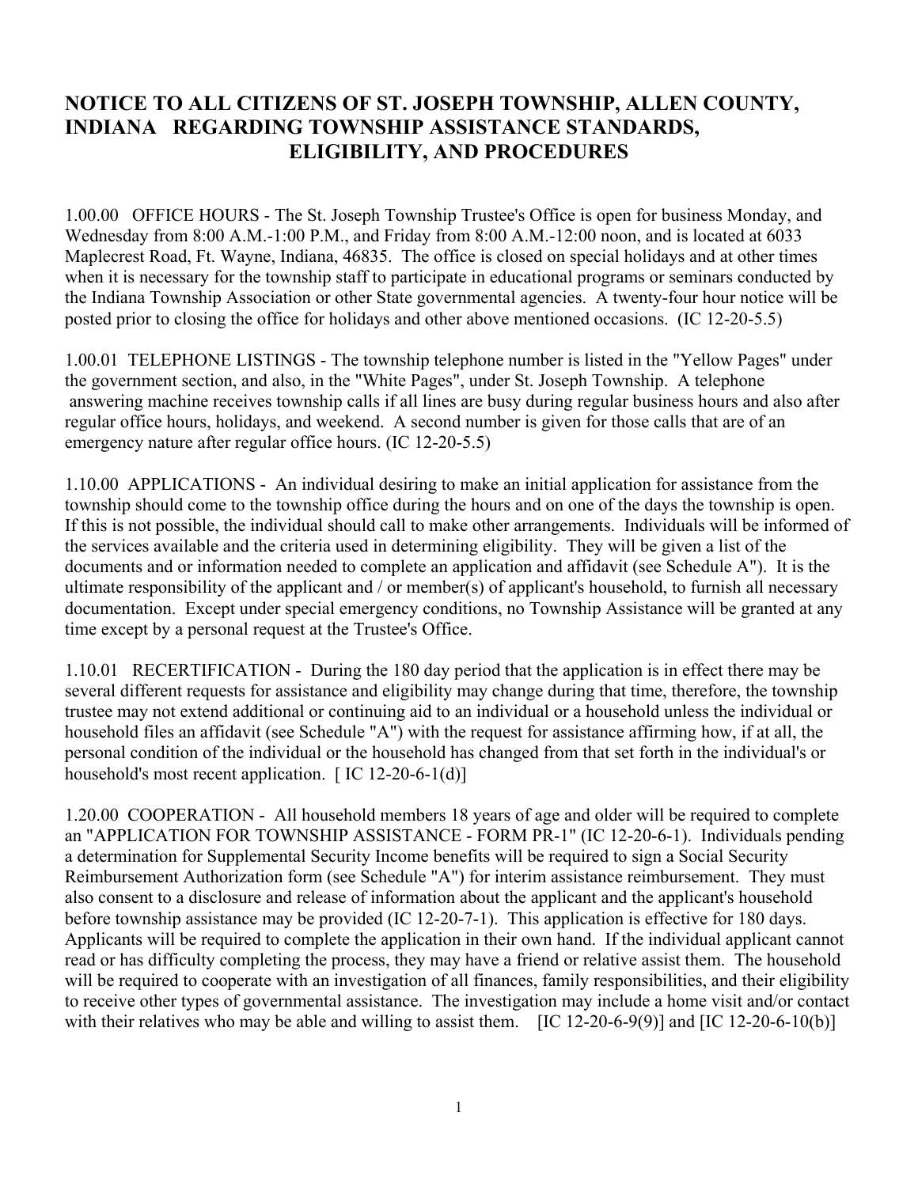# NOTICE TO ALL CITIZENS OF ST. JOSEPH TOWNSHIP, ALLEN COUNTY, INDIANA REGARDING TOWNSHIP ASSISTANCE STANDARDS, ELIGIBILITY, AND PROCEDURES

1.00.00 OFFICE HOURS - The St. Joseph Township Trustee's Office is open for business Monday, and Wednesday from 8:00 A.M.-1:00 P.M., and Friday from 8:00 A.M.-12:00 noon, and is located at 6033 Maplecrest Road, Ft. Wayne, Indiana, 46835. The office is closed on special holidays and at other times when it is necessary for the township staff to participate in educational programs or seminars conducted by the Indiana Township Association or other State governmental agencies. A twenty-four hour notice will be posted prior to closing the office for holidays and other above mentioned occasions. (IC 12-20-5.5)

1.00.01 TELEPHONE LISTINGS - The township telephone number is listed in the "Yellow Pages" under the government section, and also, in the "White Pages", under St. Joseph Township. A telephone answering machine receives township calls if all lines are busy during regular business hours and also after regular office hours, holidays, and weekend. A second number is given for those calls that are of an emergency nature after regular office hours. (IC 12-20-5.5)

1.10.00 APPLICATIONS - An individual desiring to make an initial application for assistance from the township should come to the township office during the hours and on one of the days the township is open. If this is not possible, the individual should call to make other arrangements. Individuals will be informed of the services available and the criteria used in determining eligibility. They will be given a list of the documents and or information needed to complete an application and affidavit (see Schedule A"). It is the ultimate responsibility of the applicant and / or member(s) of applicant's household, to furnish all necessary documentation. Except under special emergency conditions, no Township Assistance will be granted at any time except by a personal request at the Trustee's Office.

1.10.01 RECERTIFICATION - During the 180 day period that the application is in effect there may be several different requests for assistance and eligibility may change during that time, therefore, the township trustee may not extend additional or continuing aid to an individual or a household unless the individual or household files an affidavit (see Schedule "A") with the request for assistance affirming how, if at all, the personal condition of the individual or the household has changed from that set forth in the individual's or household's most recent application. [ IC 12-20-6-1(d)]

1.20.00 COOPERATION - All household members 18 years of age and older will be required to complete an "APPLICATION FOR TOWNSHIP ASSISTANCE - FORM PR-1" (IC 12-20-6-1). Individuals pending a determination for Supplemental Security Income benefits will be required to sign a Social Security Reimbursement Authorization form (see Schedule "A") for interim assistance reimbursement. They must also consent to a disclosure and release of information about the applicant and the applicant's household before township assistance may be provided (IC 12-20-7-1). This application is effective for 180 days. Applicants will be required to complete the application in their own hand. If the individual applicant cannot read or has difficulty completing the process, they may have a friend or relative assist them. The household will be required to cooperate with an investigation of all finances, family responsibilities, and their eligibility to receive other types of governmental assistance. The investigation may include a home visit and/or contact with their relatives who may be able and willing to assist them. [IC 12-20-6-9(9)] and [IC 12-20-6-10(b)]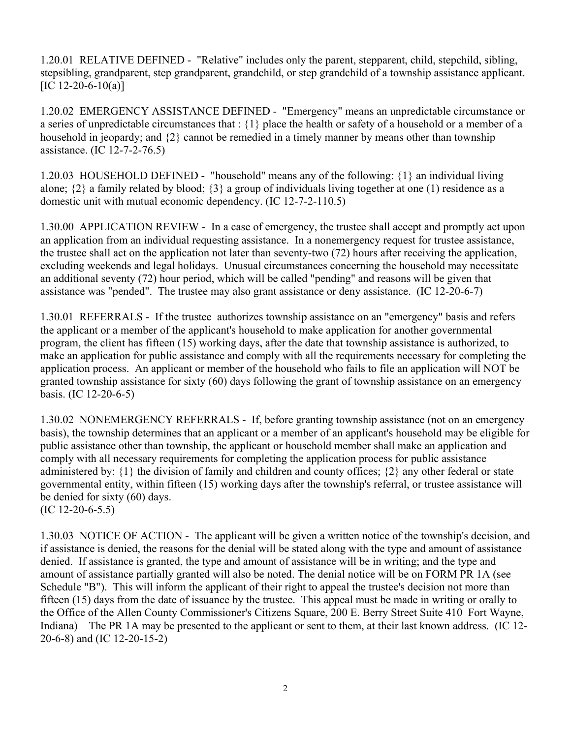1.20.01 RELATIVE DEFINED - "Relative" includes only the parent, stepparent, child, stepchild, sibling, stepsibling, grandparent, step grandparent, grandchild, or step grandchild of a township assistance applicant. [IC 12-20-6-10(a)]

1.20.02 EMERGENCY ASSISTANCE DEFINED - "Emergency" means an unpredictable circumstance or a series of unpredictable circumstances that : {1} place the health or safety of a household or a member of a household in jeopardy; and {2} cannot be remedied in a timely manner by means other than township assistance. (IC 12-7-2-76.5)

1.20.03 HOUSEHOLD DEFINED - "household" means any of the following: {1} an individual living alone; {2} a family related by blood; {3} a group of individuals living together at one (1) residence as a domestic unit with mutual economic dependency. (IC 12-7-2-110.5)

1.30.00 APPLICATION REVIEW - In a case of emergency, the trustee shall accept and promptly act upon an application from an individual requesting assistance. In a nonemergency request for trustee assistance, the trustee shall act on the application not later than seventy-two (72) hours after receiving the application, excluding weekends and legal holidays. Unusual circumstances concerning the household may necessitate an additional seventy (72) hour period, which will be called "pending" and reasons will be given that assistance was "pended". The trustee may also grant assistance or deny assistance. (IC 12-20-6-7)

1.30.01 REFERRALS - If the trustee authorizes township assistance on an "emergency" basis and refers the applicant or a member of the applicant's household to make application for another governmental program, the client has fifteen (15) working days, after the date that township assistance is authorized, to make an application for public assistance and comply with all the requirements necessary for completing the application process. An applicant or member of the household who fails to file an application will NOT be granted township assistance for sixty (60) days following the grant of township assistance on an emergency basis. (IC 12-20-6-5)

1.30.02 NONEMERGENCY REFERRALS - If, before granting township assistance (not on an emergency basis), the township determines that an applicant or a member of an applicant's household may be eligible for public assistance other than township, the applicant or household member shall make an application and comply with all necessary requirements for completing the application process for public assistance administered by: {1} the division of family and children and county offices; {2} any other federal or state governmental entity, within fifteen (15) working days after the township's referral, or trustee assistance will be denied for sixty (60) days.
(IC 12-20-6-5.5)

1.30.03 NOTICE OF ACTION - The applicant will be given a written notice of the township's decision, and if assistance is denied, the reasons for the denial will be stated along with the type and amount of assistance denied. If assistance is granted, the type and amount of assistance will be in writing; and the type and amount of assistance partially granted will also be noted. The denial notice will be on FORM PR 1A (see Schedule "B"). This will inform the applicant of their right to appeal the trustee's decision not more than fifteen (15) days from the date of issuance by the trustee. This appeal must be made in writing or orally to the Office of the Allen County Commissioner's Citizens Square, 200 E. Berry Street Suite 410 Fort Wayne, Indiana) The PR 1A may be presented to the applicant or sent to them, at their last known address. (IC 12-20-6-8) and (IC 12-20-15-2)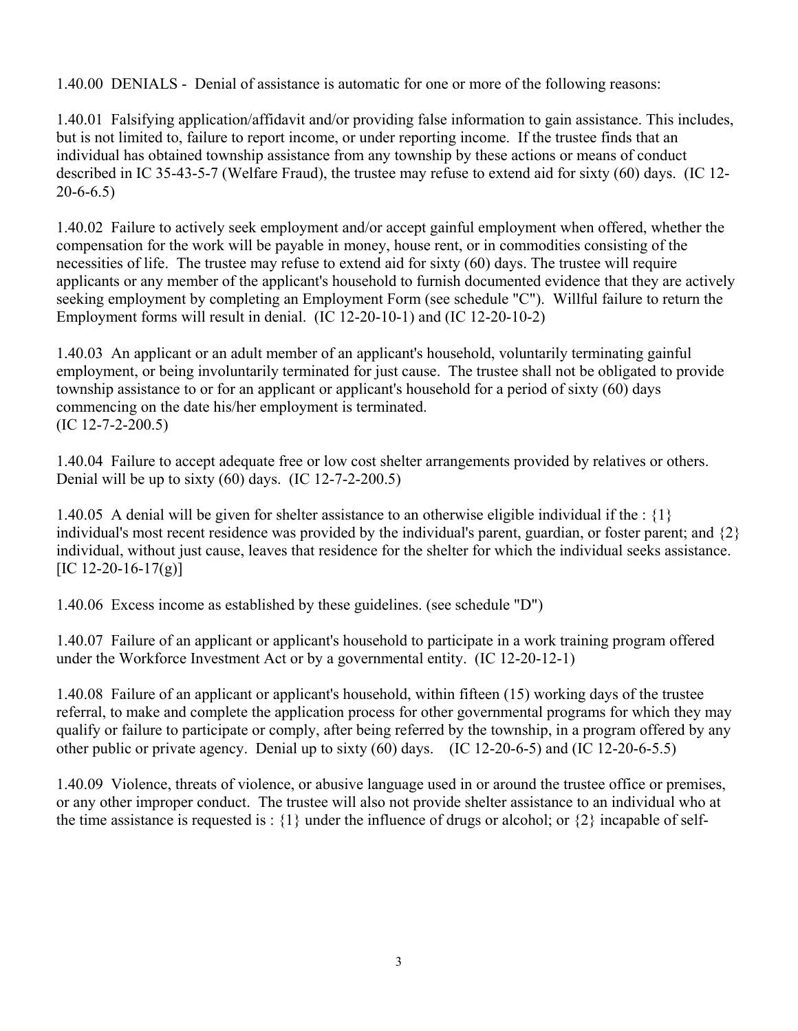1.40.00 DENIALS - Denial of assistance is automatic for one or more of the following reasons:

1.40.01 Falsifying application/affidavit and/or providing false information to gain assistance. This includes, but is not limited to, failure to report income, or under reporting income. If the trustee finds that an individual has obtained township assistance from any township by these actions or means of conduct described in IC 35-43-5-7 (Welfare Fraud), the trustee may refuse to extend aid for sixty (60) days. (IC 12-20-6-6.5)

1.40.02 Failure to actively seek employment and/or accept gainful employment when offered, whether the compensation for the work will be payable in money, house rent, or in commodities consisting of the necessities of life. The trustee may refuse to extend aid for sixty (60) days. The trustee will require applicants or any member of the applicant's household to furnish documented evidence that they are actively seeking employment by completing an Employment Form (see schedule "C"). Willful failure to return the Employment forms will result in denial. (IC 12-20-10-1) and (IC 12-20-10-2)

1.40.03 An applicant or an adult member of an applicant's household, voluntarily terminating gainful employment, or being involuntarily terminated for just cause. The trustee shall not be obligated to provide township assistance to or for an applicant or applicant's household for a period of sixty (60) days commencing on the date his/her employment is terminated.
(IC 12-7-2-200.5)

1.40.04 Failure to accept adequate free or low cost shelter arrangements provided by relatives or others. Denial will be up to sixty (60) days. (IC 12-7-2-200.5)

1.40.05 A denial will be given for shelter assistance to an otherwise eligible individual if the : {1} individual's most recent residence was provided by the individual's parent, guardian, or foster parent; and {2} individual, without just cause, leaves that residence for the shelter for which the individual seeks assistance. [IC 12-20-16-17(g)]

1.40.06 Excess income as established by these guidelines. (see schedule "D")

1.40.07 Failure of an applicant or applicant's household to participate in a work training program offered under the Workforce Investment Act or by a governmental entity. (IC 12-20-12-1)

1.40.08 Failure of an applicant or applicant's household, within fifteen (15) working days of the trustee referral, to make and complete the application process for other governmental programs for which they may qualify or failure to participate or comply, after being referred by the township, in a program offered by any other public or private agency. Denial up to sixty (60) days. (IC 12-20-6-5) and (IC 12-20-6-5.5)

1.40.09 Violence, threats of violence, or abusive language used in or around the trustee office or premises, or any other improper conduct. The trustee will also not provide shelter assistance to an individual who at the time assistance is requested is : {1} under the influence of drugs or alcohol; or {2} incapable of self-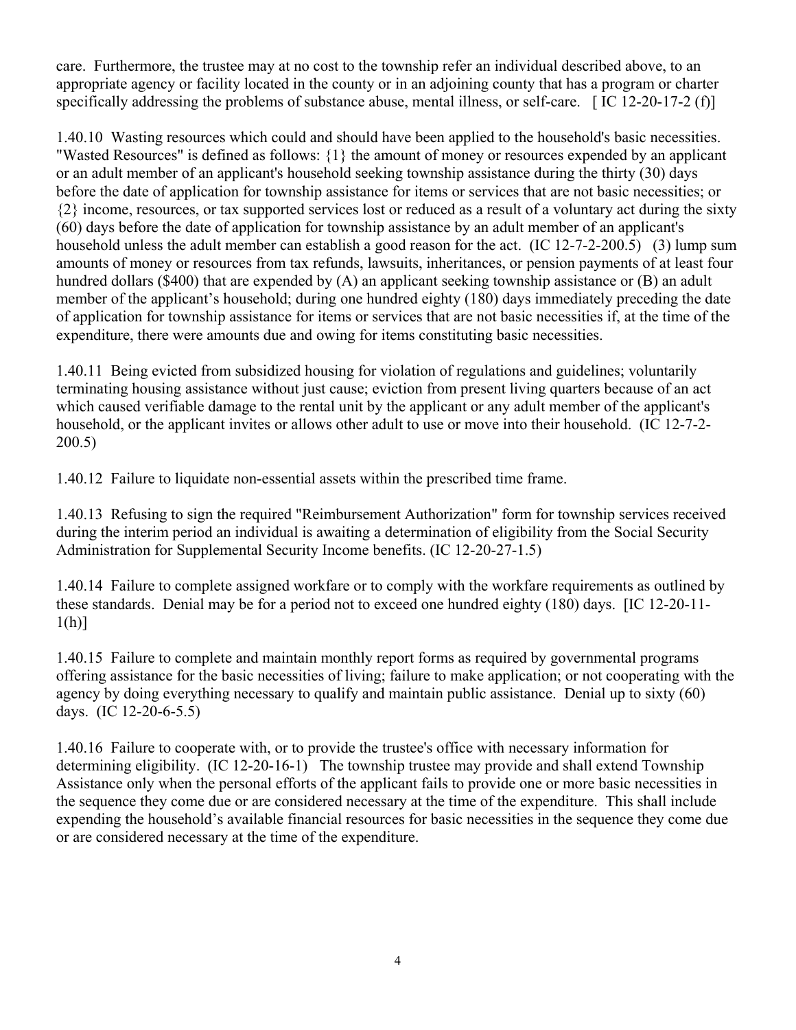care. Furthermore, the trustee may at no cost to the township refer an individual described above, to an appropriate agency or facility located in the county or in an adjoining county that has a program or charter specifically addressing the problems of substance abuse, mental illness, or self-care. [ IC 12-20-17-2 (f)]

1.40.10 Wasting resources which could and should have been applied to the household's basic necessities. "Wasted Resources" is defined as follows: {1} the amount of money or resources expended by an applicant or an adult member of an applicant's household seeking township assistance during the thirty (30) days before the date of application for township assistance for items or services that are not basic necessities; or {2} income, resources, or tax supported services lost or reduced as a result of a voluntary act during the sixty (60) days before the date of application for township assistance by an adult member of an applicant's household unless the adult member can establish a good reason for the act. (IC 12-7-2-200.5) (3) lump sum amounts of money or resources from tax refunds, lawsuits, inheritances, or pension payments of at least four hundred dollars ($400) that are expended by (A) an applicant seeking township assistance or (B) an adult member of the applicant's household; during one hundred eighty (180) days immediately preceding the date of application for township assistance for items or services that are not basic necessities if, at the time of the expenditure, there were amounts due and owing for items constituting basic necessities.

1.40.11 Being evicted from subsidized housing for violation of regulations and guidelines; voluntarily terminating housing assistance without just cause; eviction from present living quarters because of an act which caused verifiable damage to the rental unit by the applicant or any adult member of the applicant's household, or the applicant invites or allows other adult to use or move into their household. (IC 12-7-2-200.5)

1.40.12 Failure to liquidate non-essential assets within the prescribed time frame.

1.40.13 Refusing to sign the required "Reimbursement Authorization" form for township services received during the interim period an individual is awaiting a determination of eligibility from the Social Security Administration for Supplemental Security Income benefits. (IC 12-20-27-1.5)

1.40.14 Failure to complete assigned workfare or to comply with the workfare requirements as outlined by these standards. Denial may be for a period not to exceed one hundred eighty (180) days. [IC 12-20-11-1(h)]

1.40.15 Failure to complete and maintain monthly report forms as required by governmental programs offering assistance for the basic necessities of living; failure to make application; or not cooperating with the agency by doing everything necessary to qualify and maintain public assistance. Denial up to sixty (60) days. (IC 12-20-6-5.5)

1.40.16 Failure to cooperate with, or to provide the trustee's office with necessary information for determining eligibility. (IC 12-20-16-1) The township trustee may provide and shall extend Township Assistance only when the personal efforts of the applicant fails to provide one or more basic necessities in the sequence they come due or are considered necessary at the time of the expenditure. This shall include expending the household's available financial resources for basic necessities in the sequence they come due or are considered necessary at the time of the expenditure.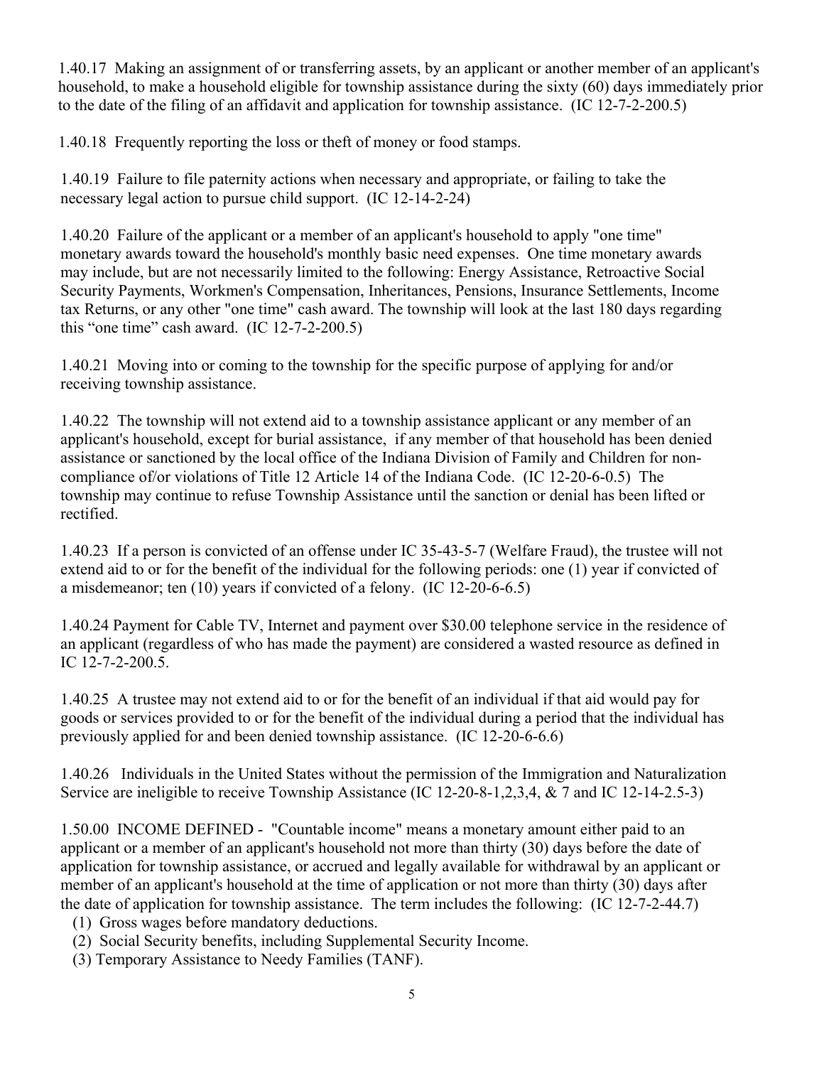1.40.17 Making an assignment of or transferring assets, by an applicant or another member of an applicant's household, to make a household eligible for township assistance during the sixty (60) days immediately prior to the date of the filing of an affidavit and application for township assistance. (IC 12-7-2-200.5)

1.40.18 Frequently reporting the loss or theft of money or food stamps.

1.40.19 Failure to file paternity actions when necessary and appropriate, or failing to take the necessary legal action to pursue child support. (IC 12-14-2-24)

1.40.20 Failure of the applicant or a member of an applicant's household to apply "one time" monetary awards toward the household's monthly basic need expenses. One time monetary awards may include, but are not necessarily limited to the following: Energy Assistance, Retroactive Social Security Payments, Workmen's Compensation, Inheritances, Pensions, Insurance Settlements, Income tax Returns, or any other "one time" cash award. The township will look at the last 180 days regarding this "one time" cash award. (IC 12-7-2-200.5)

1.40.21 Moving into or coming to the township for the specific purpose of applying for and/or receiving township assistance.

1.40.22 The township will not extend aid to a township assistance applicant or any member of an applicant's household, except for burial assistance, if any member of that household has been denied assistance or sanctioned by the local office of the Indiana Division of Family and Children for non-compliance of/or violations of Title 12 Article 14 of the Indiana Code. (IC 12-20-6-0.5) The township may continue to refuse Township Assistance until the sanction or denial has been lifted or rectified.

1.40.23 If a person is convicted of an offense under IC 35-43-5-7 (Welfare Fraud), the trustee will not extend aid to or for the benefit of the individual for the following periods: one (1) year if convicted of a misdemeanor; ten (10) years if convicted of a felony. (IC 12-20-6-6.5)

1.40.24 Payment for Cable TV, Internet and payment over $30.00 telephone service in the residence of an applicant (regardless of who has made the payment) are considered a wasted resource as defined in IC 12-7-2-200.5.

1.40.25 A trustee may not extend aid to or for the benefit of an individual if that aid would pay for goods or services provided to or for the benefit of the individual during a period that the individual has previously applied for and been denied township assistance. (IC 12-20-6-6.6)

1.40.26 Individuals in the United States without the permission of the Immigration and Naturalization Service are ineligible to receive Township Assistance (IC 12-20-8-1,2,3,4, & 7 and IC 12-14-2.5-3)

1.50.00 INCOME DEFINED - "Countable income" means a monetary amount either paid to an applicant or a member of an applicant's household not more than thirty (30) days before the date of application for township assistance, or accrued and legally available for withdrawal by an applicant or member of an applicant's household at the time of application or not more than thirty (30) days after the date of application for township assistance. The term includes the following: (IC 12-7-2-44.7)

(1) Gross wages before mandatory deductions.
(2) Social Security benefits, including Supplemental Security Income.
(3) Temporary Assistance to Needy Families (TANF).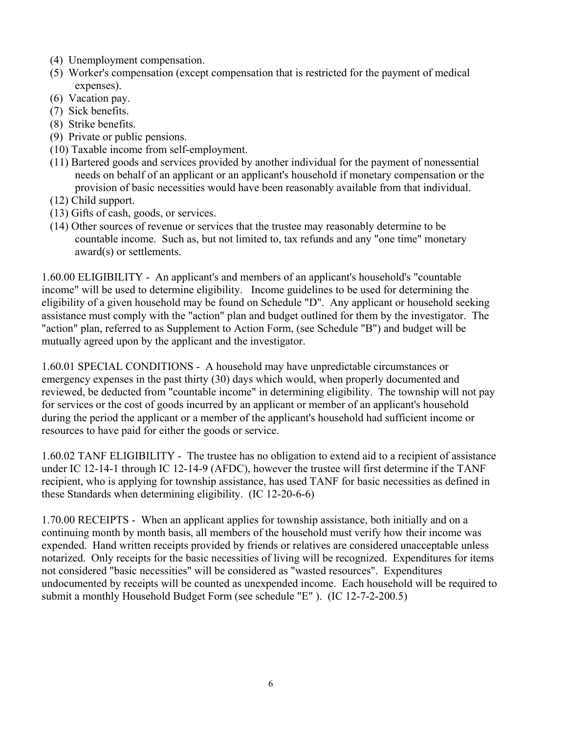(4) Unemployment compensation.
(5) Worker's compensation (except compensation that is restricted for the payment of medical expenses).
(6) Vacation pay.
(7) Sick benefits.
(8) Strike benefits.
(9) Private or public pensions.
(10) Taxable income from self-employment.
(11) Bartered goods and services provided by another individual for the payment of nonessential needs on behalf of an applicant or an applicant's household if monetary compensation or the provision of basic necessities would have been reasonably available from that individual.
(12) Child support.
(13) Gifts of cash, goods, or services.
(14) Other sources of revenue or services that the trustee may reasonably determine to be countable income. Such as, but not limited to, tax refunds and any "one time" monetary award(s) or settlements.

1.60.00 ELIGIBILITY - An applicant's and members of an applicant's household's "countable income" will be used to determine eligibility. Income guidelines to be used for determining the eligibility of a given household may be found on Schedule "D". Any applicant or household seeking assistance must comply with the "action" plan and budget outlined for them by the investigator. The "action" plan, referred to as Supplement to Action Form, (see Schedule "B") and budget will be mutually agreed upon by the applicant and the investigator.

1.60.01 SPECIAL CONDITIONS - A household may have unpredictable circumstances or emergency expenses in the past thirty (30) days which would, when properly documented and reviewed, be deducted from "countable income" in determining eligibility. The township will not pay for services or the cost of goods incurred by an applicant or member of an applicant's household during the period the applicant or a member of the applicant's household had sufficient income or resources to have paid for either the goods or service.

1.60.02 TANF ELIGIBILITY - The trustee has no obligation to extend aid to a recipient of assistance under IC 12-14-1 through IC 12-14-9 (AFDC), however the trustee will first determine if the TANF recipient, who is applying for township assistance, has used TANF for basic necessities as defined in these Standards when determining eligibility. (IC 12-20-6-6)

1.70.00 RECEIPTS - When an applicant applies for township assistance, both initially and on a continuing month by month basis, all members of the household must verify how their income was expended. Hand written receipts provided by friends or relatives are considered unacceptable unless notarized. Only receipts for the basic necessities of living will be recognized. Expenditures for items not considered "basic necessities" will be considered as "wasted resources". Expenditures undocumented by receipts will be counted as unexpended income. Each household will be required to submit a monthly Household Budget Form (see schedule "E" ). (IC 12-7-2-200.5)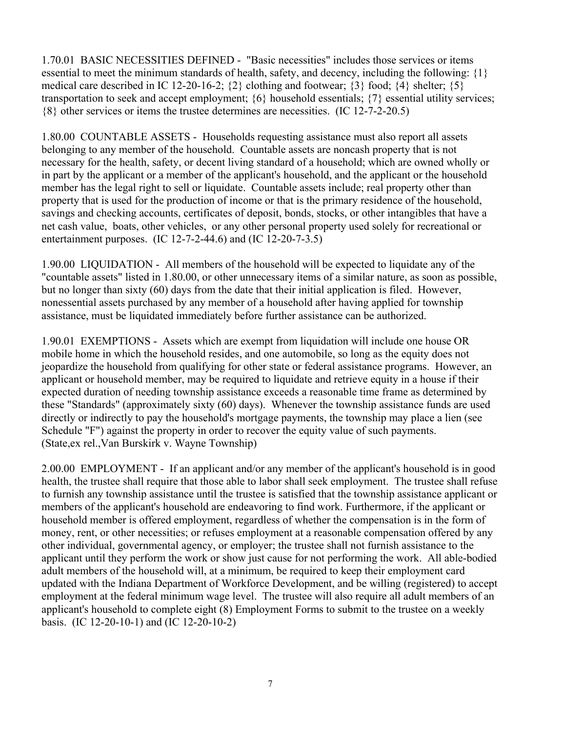1.70.01 BASIC NECESSITIES DEFINED - "Basic necessities" includes those services or items essential to meet the minimum standards of health, safety, and decency, including the following: {1} medical care described in IC 12-20-16-2; {2} clothing and footwear; {3} food; {4} shelter; {5} transportation to seek and accept employment; {6} household essentials; {7} essential utility services; {8} other services or items the trustee determines are necessities. (IC 12-7-2-20.5)

1.80.00 COUNTABLE ASSETS - Households requesting assistance must also report all assets belonging to any member of the household. Countable assets are noncash property that is not necessary for the health, safety, or decent living standard of a household; which are owned wholly or in part by the applicant or a member of the applicant's household, and the applicant or the household member has the legal right to sell or liquidate. Countable assets include; real property other than property that is used for the production of income or that is the primary residence of the household, savings and checking accounts, certificates of deposit, bonds, stocks, or other intangibles that have a net cash value, boats, other vehicles, or any other personal property used solely for recreational or entertainment purposes. (IC 12-7-2-44.6) and (IC 12-20-7-3.5)

1.90.00 LIQUIDATION - All members of the household will be expected to liquidate any of the "countable assets" listed in 1.80.00, or other unnecessary items of a similar nature, as soon as possible, but no longer than sixty (60) days from the date that their initial application is filed. However, nonessential assets purchased by any member of a household after having applied for township assistance, must be liquidated immediately before further assistance can be authorized.

1.90.01 EXEMPTIONS - Assets which are exempt from liquidation will include one house OR mobile home in which the household resides, and one automobile, so long as the equity does not jeopardize the household from qualifying for other state or federal assistance programs. However, an applicant or household member, may be required to liquidate and retrieve equity in a house if their expected duration of needing township assistance exceeds a reasonable time frame as determined by these "Standards" (approximately sixty (60) days). Whenever the township assistance funds are used directly or indirectly to pay the household's mortgage payments, the township may place a lien (see Schedule "F") against the property in order to recover the equity value of such payments. (State,ex rel.,Van Burskirk v. Wayne Township)

2.00.00 EMPLOYMENT - If an applicant and/or any member of the applicant's household is in good health, the trustee shall require that those able to labor shall seek employment. The trustee shall refuse to furnish any township assistance until the trustee is satisfied that the township assistance applicant or members of the applicant's household are endeavoring to find work. Furthermore, if the applicant or household member is offered employment, regardless of whether the compensation is in the form of money, rent, or other necessities; or refuses employment at a reasonable compensation offered by any other individual, governmental agency, or employer; the trustee shall not furnish assistance to the applicant until they perform the work or show just cause for not performing the work. All able-bodied adult members of the household will, at a minimum, be required to keep their employment card updated with the Indiana Department of Workforce Development, and be willing (registered) to accept employment at the federal minimum wage level. The trustee will also require all adult members of an applicant's household to complete eight (8) Employment Forms to submit to the trustee on a weekly basis. (IC 12-20-10-1) and (IC 12-20-10-2)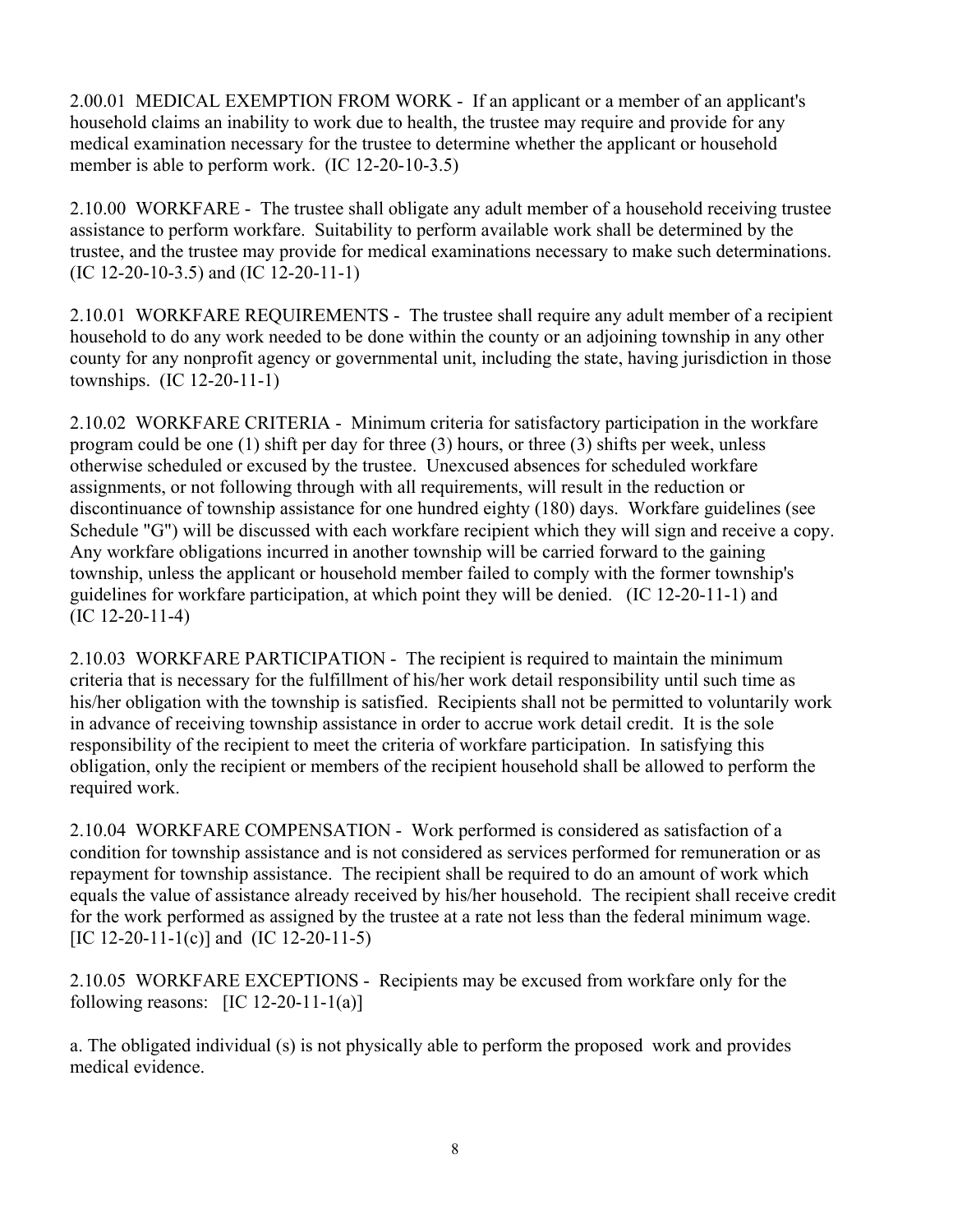2.00.01 MEDICAL EXEMPTION FROM WORK - If an applicant or a member of an applicant's household claims an inability to work due to health, the trustee may require and provide for any medical examination necessary for the trustee to determine whether the applicant or household member is able to perform work. (IC 12-20-10-3.5)

2.10.00 WORKFARE - The trustee shall obligate any adult member of a household receiving trustee assistance to perform workfare. Suitability to perform available work shall be determined by the trustee, and the trustee may provide for medical examinations necessary to make such determinations. (IC 12-20-10-3.5) and (IC 12-20-11-1)

2.10.01 WORKFARE REQUIREMENTS - The trustee shall require any adult member of a recipient household to do any work needed to be done within the county or an adjoining township in any other county for any nonprofit agency or governmental unit, including the state, having jurisdiction in those townships. (IC 12-20-11-1)

2.10.02 WORKFARE CRITERIA - Minimum criteria for satisfactory participation in the workfare program could be one (1) shift per day for three (3) hours, or three (3) shifts per week, unless otherwise scheduled or excused by the trustee. Unexcused absences for scheduled workfare assignments, or not following through with all requirements, will result in the reduction or discontinuance of township assistance for one hundred eighty (180) days. Workfare guidelines (see Schedule "G") will be discussed with each workfare recipient which they will sign and receive a copy. Any workfare obligations incurred in another township will be carried forward to the gaining township, unless the applicant or household member failed to comply with the former township's guidelines for workfare participation, at which point they will be denied. (IC 12-20-11-1) and (IC 12-20-11-4)

2.10.03 WORKFARE PARTICIPATION - The recipient is required to maintain the minimum criteria that is necessary for the fulfillment of his/her work detail responsibility until such time as his/her obligation with the township is satisfied. Recipients shall not be permitted to voluntarily work in advance of receiving township assistance in order to accrue work detail credit. It is the sole responsibility of the recipient to meet the criteria of workfare participation. In satisfying this obligation, only the recipient or members of the recipient household shall be allowed to perform the required work.

2.10.04 WORKFARE COMPENSATION - Work performed is considered as satisfaction of a condition for township assistance and is not considered as services performed for remuneration or as repayment for township assistance. The recipient shall be required to do an amount of work which equals the value of assistance already received by his/her household. The recipient shall receive credit for the work performed as assigned by the trustee at a rate not less than the federal minimum wage. [IC 12-20-11-1(c)] and (IC 12-20-11-5)

2.10.05 WORKFARE EXCEPTIONS - Recipients may be excused from workfare only for the following reasons: [IC 12-20-11-1(a)]

a. The obligated individual (s) is not physically able to perform the proposed work and provides medical evidence.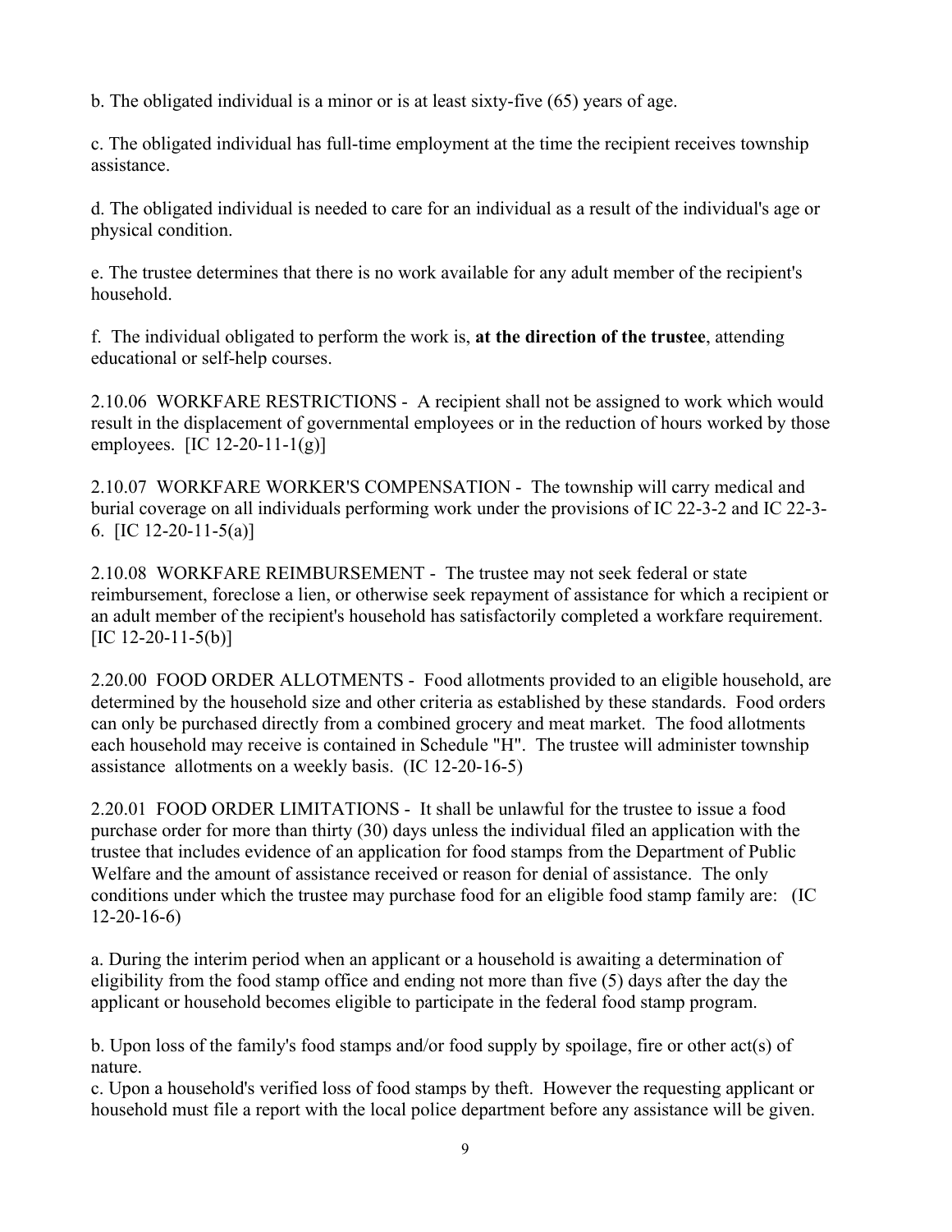b. The obligated individual is a minor or is at least sixty-five (65) years of age.

c. The obligated individual has full-time employment at the time the recipient receives township assistance.

d. The obligated individual is needed to care for an individual as a result of the individual's age or physical condition.

e. The trustee determines that there is no work available for any adult member of the recipient's household.

f. The individual obligated to perform the work is, **at the direction of the trustee**, attending educational or self-help courses.

2.10.06 WORKFARE RESTRICTIONS - A recipient shall not be assigned to work which would result in the displacement of governmental employees or in the reduction of hours worked by those employees. [IC 12-20-11-1(g)]

2.10.07 WORKFARE WORKER'S COMPENSATION - The township will carry medical and burial coverage on all individuals performing work under the provisions of IC 22-3-2 and IC 22-3-6. [IC 12-20-11-5(a)]

2.10.08 WORKFARE REIMBURSEMENT - The trustee may not seek federal or state reimbursement, foreclose a lien, or otherwise seek repayment of assistance for which a recipient or an adult member of the recipient's household has satisfactorily completed a workfare requirement. [IC 12-20-11-5(b)]

2.20.00 FOOD ORDER ALLOTMENTS - Food allotments provided to an eligible household, are determined by the household size and other criteria as established by these standards. Food orders can only be purchased directly from a combined grocery and meat market. The food allotments each household may receive is contained in Schedule "H". The trustee will administer township assistance allotments on a weekly basis. (IC 12-20-16-5)

2.20.01 FOOD ORDER LIMITATIONS - It shall be unlawful for the trustee to issue a food purchase order for more than thirty (30) days unless the individual filed an application with the trustee that includes evidence of an application for food stamps from the Department of Public Welfare and the amount of assistance received or reason for denial of assistance. The only conditions under which the trustee may purchase food for an eligible food stamp family are: (IC 12-20-16-6)

a. During the interim period when an applicant or a household is awaiting a determination of eligibility from the food stamp office and ending not more than five (5) days after the day the applicant or household becomes eligible to participate in the federal food stamp program.

b. Upon loss of the family's food stamps and/or food supply by spoilage, fire or other act(s) of nature.

c. Upon a household's verified loss of food stamps by theft. However the requesting applicant or household must file a report with the local police department before any assistance will be given.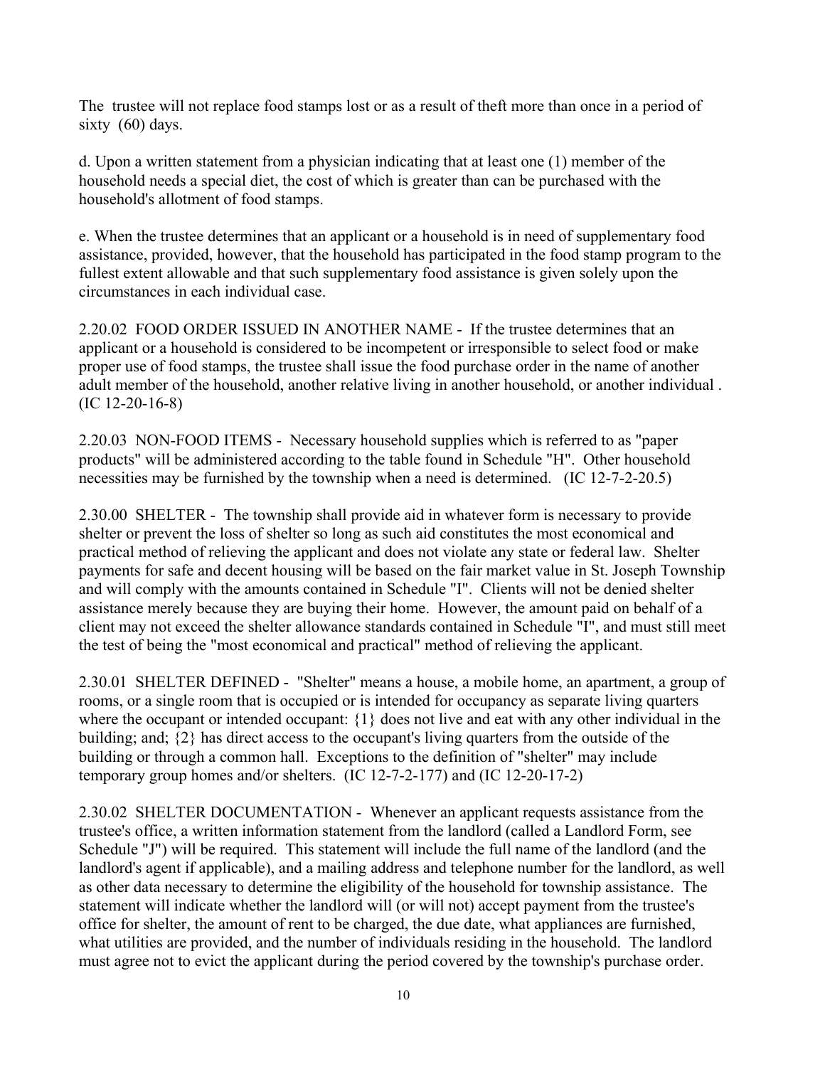The trustee will not replace food stamps lost or as a result of theft more than once in a period of sixty (60) days.

d. Upon a written statement from a physician indicating that at least one (1) member of the household needs a special diet, the cost of which is greater than can be purchased with the household's allotment of food stamps.

e. When the trustee determines that an applicant or a household is in need of supplementary food assistance, provided, however, that the household has participated in the food stamp program to the fullest extent allowable and that such supplementary food assistance is given solely upon the circumstances in each individual case.

2.20.02 FOOD ORDER ISSUED IN ANOTHER NAME - If the trustee determines that an applicant or a household is considered to be incompetent or irresponsible to select food or make proper use of food stamps, the trustee shall issue the food purchase order in the name of another adult member of the household, another relative living in another household, or another individual . (IC 12-20-16-8)

2.20.03 NON-FOOD ITEMS - Necessary household supplies which is referred to as "paper products" will be administered according to the table found in Schedule "H". Other household necessities may be furnished by the township when a need is determined. (IC 12-7-2-20.5)

2.30.00 SHELTER - The township shall provide aid in whatever form is necessary to provide shelter or prevent the loss of shelter so long as such aid constitutes the most economical and practical method of relieving the applicant and does not violate any state or federal law. Shelter payments for safe and decent housing will be based on the fair market value in St. Joseph Township and will comply with the amounts contained in Schedule "I". Clients will not be denied shelter assistance merely because they are buying their home. However, the amount paid on behalf of a client may not exceed the shelter allowance standards contained in Schedule "I", and must still meet the test of being the "most economical and practical" method of relieving the applicant.

2.30.01 SHELTER DEFINED - "Shelter" means a house, a mobile home, an apartment, a group of rooms, or a single room that is occupied or is intended for occupancy as separate living quarters where the occupant or intended occupant: {1} does not live and eat with any other individual in the building; and; {2} has direct access to the occupant's living quarters from the outside of the building or through a common hall. Exceptions to the definition of "shelter" may include temporary group homes and/or shelters. (IC 12-7-2-177) and (IC 12-20-17-2)

2.30.02 SHELTER DOCUMENTATION - Whenever an applicant requests assistance from the trustee's office, a written information statement from the landlord (called a Landlord Form, see Schedule "J") will be required. This statement will include the full name of the landlord (and the landlord's agent if applicable), and a mailing address and telephone number for the landlord, as well as other data necessary to determine the eligibility of the household for township assistance. The statement will indicate whether the landlord will (or will not) accept payment from the trustee's office for shelter, the amount of rent to be charged, the due date, what appliances are furnished, what utilities are provided, and the number of individuals residing in the household. The landlord must agree not to evict the applicant during the period covered by the township's purchase order.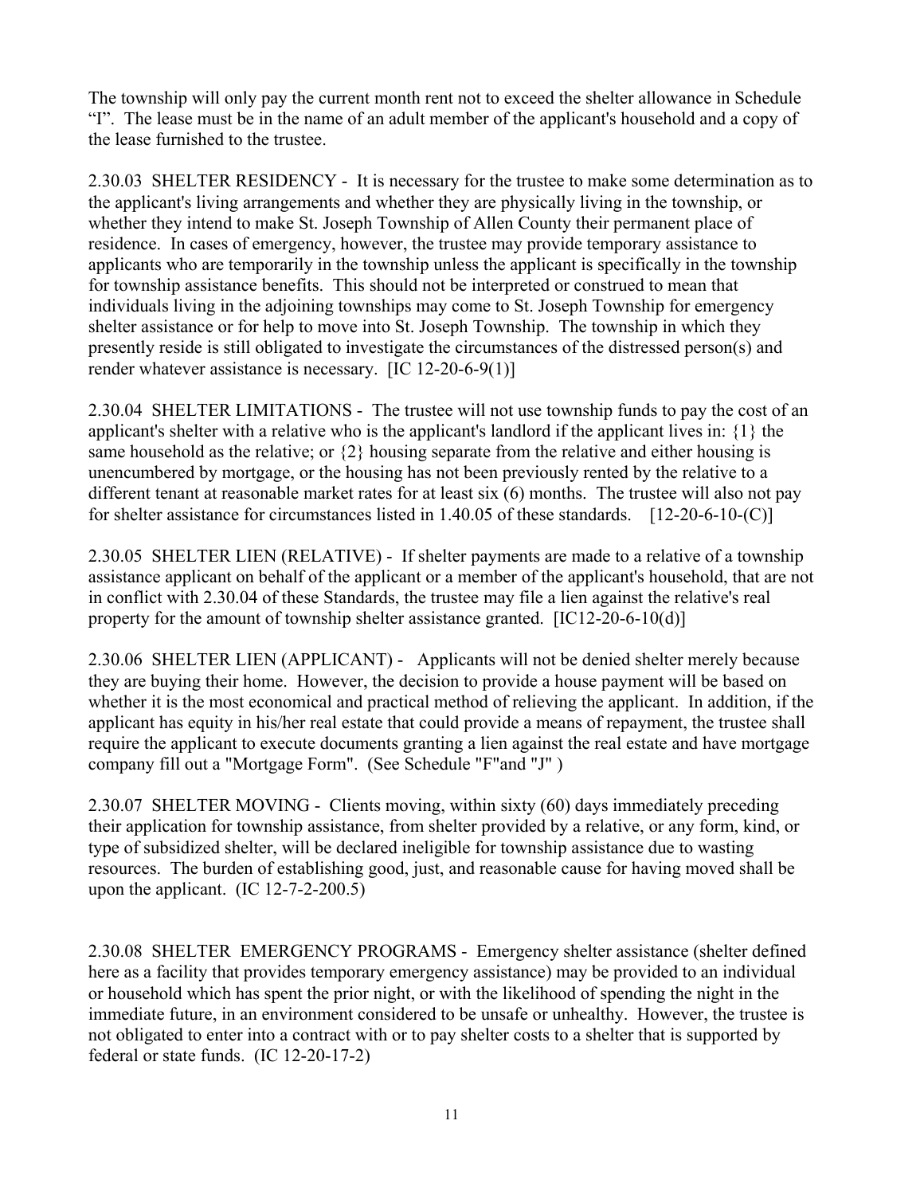The township will only pay the current month rent not to exceed the shelter allowance in Schedule "I". The lease must be in the name of an adult member of the applicant's household and a copy of the lease furnished to the trustee.

2.30.03 SHELTER RESIDENCY - It is necessary for the trustee to make some determination as to the applicant's living arrangements and whether they are physically living in the township, or whether they intend to make St. Joseph Township of Allen County their permanent place of residence. In cases of emergency, however, the trustee may provide temporary assistance to applicants who are temporarily in the township unless the applicant is specifically in the township for township assistance benefits. This should not be interpreted or construed to mean that individuals living in the adjoining townships may come to St. Joseph Township for emergency shelter assistance or for help to move into St. Joseph Township. The township in which they presently reside is still obligated to investigate the circumstances of the distressed person(s) and render whatever assistance is necessary. [IC 12-20-6-9(1)]

2.30.04 SHELTER LIMITATIONS - The trustee will not use township funds to pay the cost of an applicant's shelter with a relative who is the applicant's landlord if the applicant lives in: {1} the same household as the relative; or {2} housing separate from the relative and either housing is unencumbered by mortgage, or the housing has not been previously rented by the relative to a different tenant at reasonable market rates for at least six (6) months. The trustee will also not pay for shelter assistance for circumstances listed in 1.40.05 of these standards. [12-20-6-10-(C)]

2.30.05 SHELTER LIEN (RELATIVE) - If shelter payments are made to a relative of a township assistance applicant on behalf of the applicant or a member of the applicant's household, that are not in conflict with 2.30.04 of these Standards, the trustee may file a lien against the relative's real property for the amount of township shelter assistance granted. [IC12-20-6-10(d)]

2.30.06 SHELTER LIEN (APPLICANT) - Applicants will not be denied shelter merely because they are buying their home. However, the decision to provide a house payment will be based on whether it is the most economical and practical method of relieving the applicant. In addition, if the applicant has equity in his/her real estate that could provide a means of repayment, the trustee shall require the applicant to execute documents granting a lien against the real estate and have mortgage company fill out a "Mortgage Form". (See Schedule "F"and "J" )

2.30.07 SHELTER MOVING - Clients moving, within sixty (60) days immediately preceding their application for township assistance, from shelter provided by a relative, or any form, kind, or type of subsidized shelter, will be declared ineligible for township assistance due to wasting resources. The burden of establishing good, just, and reasonable cause for having moved shall be upon the applicant. (IC 12-7-2-200.5)

2.30.08 SHELTER EMERGENCY PROGRAMS - Emergency shelter assistance (shelter defined here as a facility that provides temporary emergency assistance) may be provided to an individual or household which has spent the prior night, or with the likelihood of spending the night in the immediate future, in an environment considered to be unsafe or unhealthy. However, the trustee is not obligated to enter into a contract with or to pay shelter costs to a shelter that is supported by federal or state funds. (IC 12-20-17-2)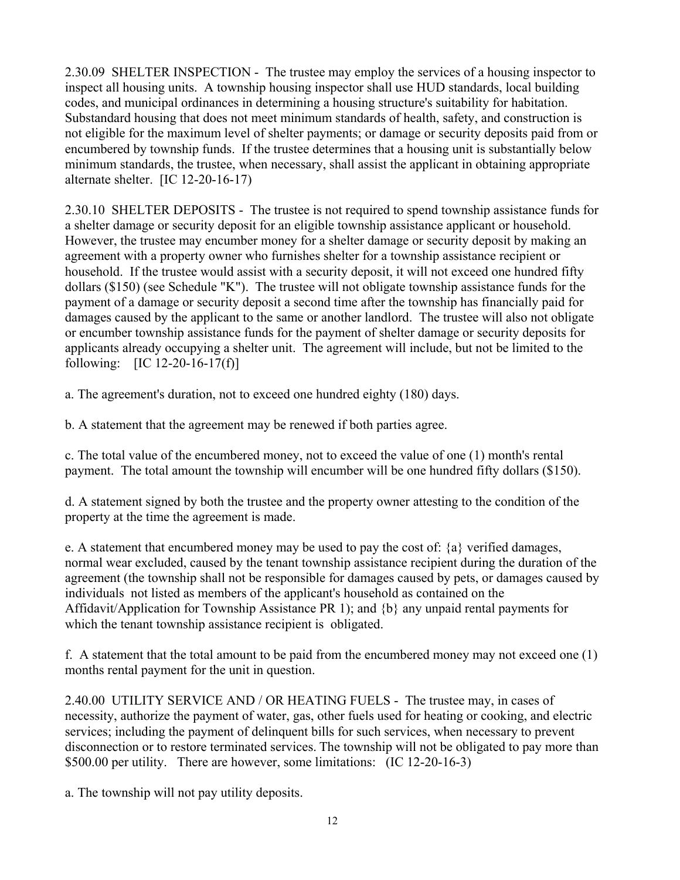2.30.09 SHELTER INSPECTION - The trustee may employ the services of a housing inspector to inspect all housing units. A township housing inspector shall use HUD standards, local building codes, and municipal ordinances in determining a housing structure's suitability for habitation. Substandard housing that does not meet minimum standards of health, safety, and construction is not eligible for the maximum level of shelter payments; or damage or security deposits paid from or encumbered by township funds. If the trustee determines that a housing unit is substantially below minimum standards, the trustee, when necessary, shall assist the applicant in obtaining appropriate alternate shelter. [IC 12-20-16-17)

2.30.10 SHELTER DEPOSITS - The trustee is not required to spend township assistance funds for a shelter damage or security deposit for an eligible township assistance applicant or household. However, the trustee may encumber money for a shelter damage or security deposit by making an agreement with a property owner who furnishes shelter for a township assistance recipient or household. If the trustee would assist with a security deposit, it will not exceed one hundred fifty dollars ($150) (see Schedule "K"). The trustee will not obligate township assistance funds for the payment of a damage or security deposit a second time after the township has financially paid for damages caused by the applicant to the same or another landlord. The trustee will also not obligate or encumber township assistance funds for the payment of shelter damage or security deposits for applicants already occupying a shelter unit. The agreement will include, but not be limited to the following: [IC 12-20-16-17(f)]

a. The agreement's duration, not to exceed one hundred eighty (180) days.

b. A statement that the agreement may be renewed if both parties agree.

c. The total value of the encumbered money, not to exceed the value of one (1) month's rental payment. The total amount the township will encumber will be one hundred fifty dollars ($150).

d. A statement signed by both the trustee and the property owner attesting to the condition of the property at the time the agreement is made.

e. A statement that encumbered money may be used to pay the cost of: {a} verified damages, normal wear excluded, caused by the tenant township assistance recipient during the duration of the agreement (the township shall not be responsible for damages caused by pets, or damages caused by individuals not listed as members of the applicant's household as contained on the Affidavit/Application for Township Assistance PR 1); and {b} any unpaid rental payments for which the tenant township assistance recipient is obligated.

f. A statement that the total amount to be paid from the encumbered money may not exceed one (1) months rental payment for the unit in question.

2.40.00 UTILITY SERVICE AND / OR HEATING FUELS - The trustee may, in cases of necessity, authorize the payment of water, gas, other fuels used for heating or cooking, and electric services; including the payment of delinquent bills for such services, when necessary to prevent disconnection or to restore terminated services. The township will not be obligated to pay more than $500.00 per utility. There are however, some limitations: (IC 12-20-16-3)

a. The township will not pay utility deposits.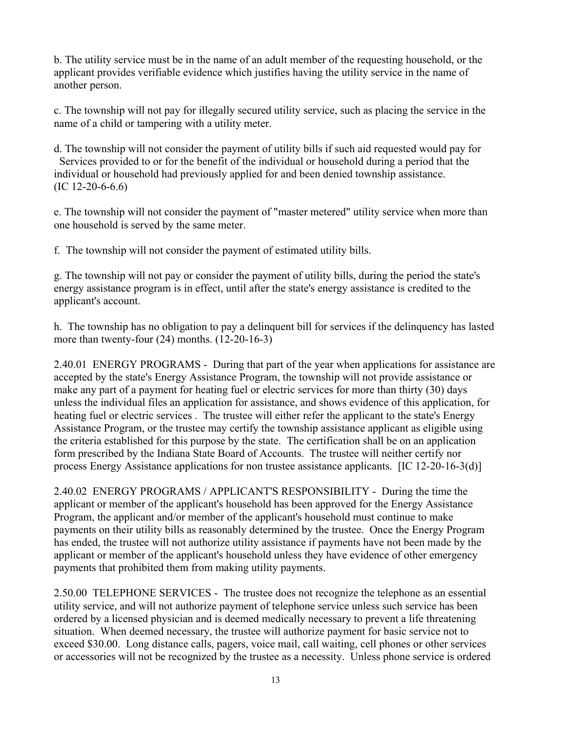b. The utility service must be in the name of an adult member of the requesting household, or the applicant provides verifiable evidence which justifies having the utility service in the name of another person.

c. The township will not pay for illegally secured utility service, such as placing the service in the name of a child or tampering with a utility meter.

d. The township will not consider the payment of utility bills if such aid requested would pay for Services provided to or for the benefit of the individual or household during a period that the individual or household had previously applied for and been denied township assistance. (IC 12-20-6-6.6)

e. The township will not consider the payment of "master metered" utility service when more than one household is served by the same meter.

f. The township will not consider the payment of estimated utility bills.

g. The township will not pay or consider the payment of utility bills, during the period the state's energy assistance program is in effect, until after the state's energy assistance is credited to the applicant's account.

h. The township has no obligation to pay a delinquent bill for services if the delinquency has lasted more than twenty-four (24) months. (12-20-16-3)

2.40.01 ENERGY PROGRAMS - During that part of the year when applications for assistance are accepted by the state's Energy Assistance Program, the township will not provide assistance or make any part of a payment for heating fuel or electric services for more than thirty (30) days unless the individual files an application for assistance, and shows evidence of this application, for heating fuel or electric services . The trustee will either refer the applicant to the state's Energy Assistance Program, or the trustee may certify the township assistance applicant as eligible using the criteria established for this purpose by the state. The certification shall be on an application form prescribed by the Indiana State Board of Accounts. The trustee will neither certify nor process Energy Assistance applications for non trustee assistance applicants. [IC 12-20-16-3(d)]

2.40.02 ENERGY PROGRAMS / APPLICANT'S RESPONSIBILITY - During the time the applicant or member of the applicant's household has been approved for the Energy Assistance Program, the applicant and/or member of the applicant's household must continue to make payments on their utility bills as reasonably determined by the trustee. Once the Energy Program has ended, the trustee will not authorize utility assistance if payments have not been made by the applicant or member of the applicant's household unless they have evidence of other emergency payments that prohibited them from making utility payments.

2.50.00 TELEPHONE SERVICES - The trustee does not recognize the telephone as an essential utility service, and will not authorize payment of telephone service unless such service has been ordered by a licensed physician and is deemed medically necessary to prevent a life threatening situation. When deemed necessary, the trustee will authorize payment for basic service not to exceed $30.00. Long distance calls, pagers, voice mail, call waiting, cell phones or other services or accessories will not be recognized by the trustee as a necessity. Unless phone service is ordered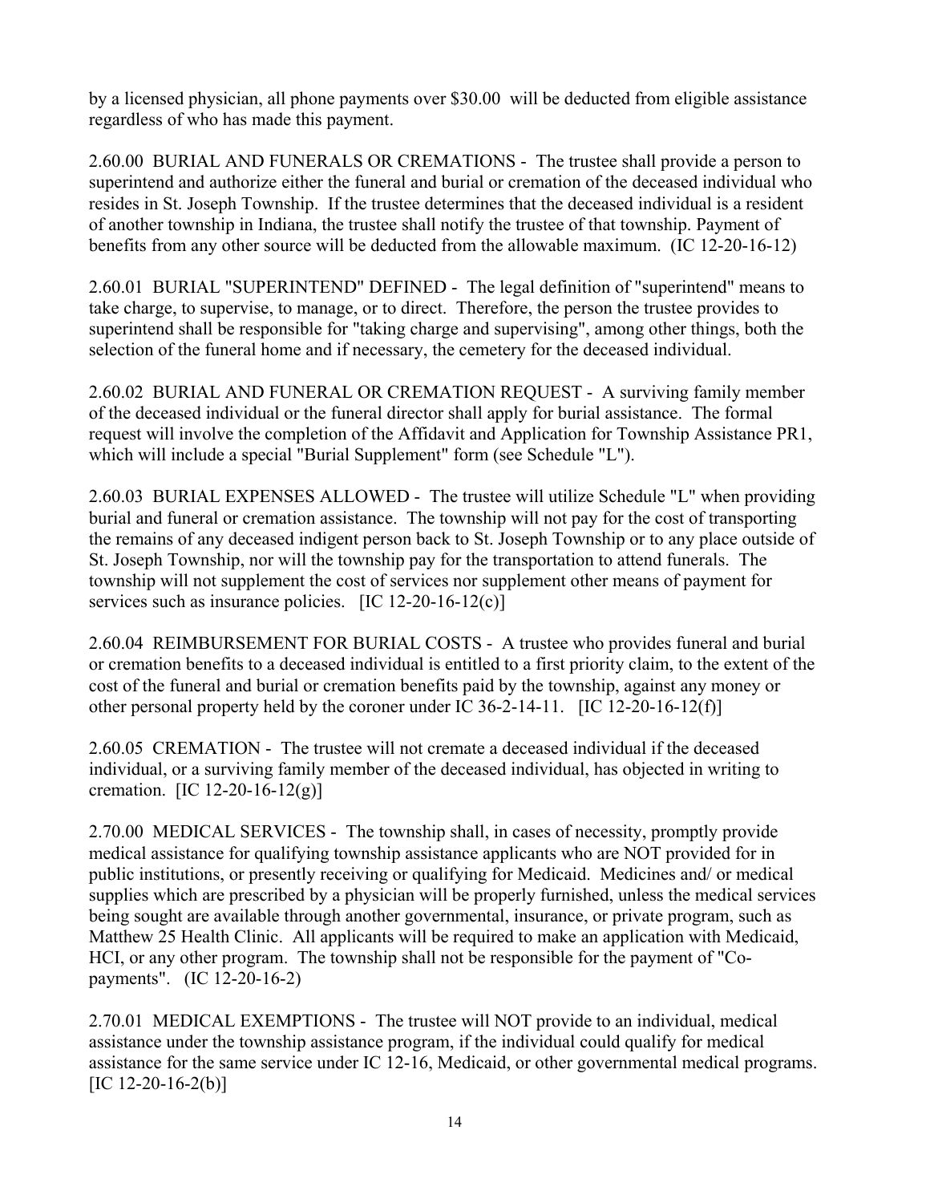by a licensed physician, all phone payments over $30.00 will be deducted from eligible assistance regardless of who has made this payment.

2.60.00 BURIAL AND FUNERALS OR CREMATIONS - The trustee shall provide a person to superintend and authorize either the funeral and burial or cremation of the deceased individual who resides in St. Joseph Township. If the trustee determines that the deceased individual is a resident of another township in Indiana, the trustee shall notify the trustee of that township. Payment of benefits from any other source will be deducted from the allowable maximum. (IC 12-20-16-12)

2.60.01 BURIAL "SUPERINTEND" DEFINED - The legal definition of "superintend" means to take charge, to supervise, to manage, or to direct. Therefore, the person the trustee provides to superintend shall be responsible for "taking charge and supervising", among other things, both the selection of the funeral home and if necessary, the cemetery for the deceased individual.

2.60.02 BURIAL AND FUNERAL OR CREMATION REQUEST - A surviving family member of the deceased individual or the funeral director shall apply for burial assistance. The formal request will involve the completion of the Affidavit and Application for Township Assistance PR1, which will include a special "Burial Supplement" form (see Schedule "L").

2.60.03 BURIAL EXPENSES ALLOWED - The trustee will utilize Schedule "L" when providing burial and funeral or cremation assistance. The township will not pay for the cost of transporting the remains of any deceased indigent person back to St. Joseph Township or to any place outside of St. Joseph Township, nor will the township pay for the transportation to attend funerals. The township will not supplement the cost of services nor supplement other means of payment for services such as insurance policies. [IC 12-20-16-12(c)]

2.60.04 REIMBURSEMENT FOR BURIAL COSTS - A trustee who provides funeral and burial or cremation benefits to a deceased individual is entitled to a first priority claim, to the extent of the cost of the funeral and burial or cremation benefits paid by the township, against any money or other personal property held by the coroner under IC 36-2-14-11. [IC 12-20-16-12(f)]

2.60.05 CREMATION - The trustee will not cremate a deceased individual if the deceased individual, or a surviving family member of the deceased individual, has objected in writing to cremation. [IC 12-20-16-12(g)]

2.70.00 MEDICAL SERVICES - The township shall, in cases of necessity, promptly provide medical assistance for qualifying township assistance applicants who are NOT provided for in public institutions, or presently receiving or qualifying for Medicaid. Medicines and/ or medical supplies which are prescribed by a physician will be properly furnished, unless the medical services being sought are available through another governmental, insurance, or private program, such as Matthew 25 Health Clinic. All applicants will be required to make an application with Medicaid, HCI, or any other program. The township shall not be responsible for the payment of "Co-payments". (IC 12-20-16-2)

2.70.01 MEDICAL EXEMPTIONS - The trustee will NOT provide to an individual, medical assistance under the township assistance program, if the individual could qualify for medical assistance for the same service under IC 12-16, Medicaid, or other governmental medical programs. [IC 12-20-16-2(b)]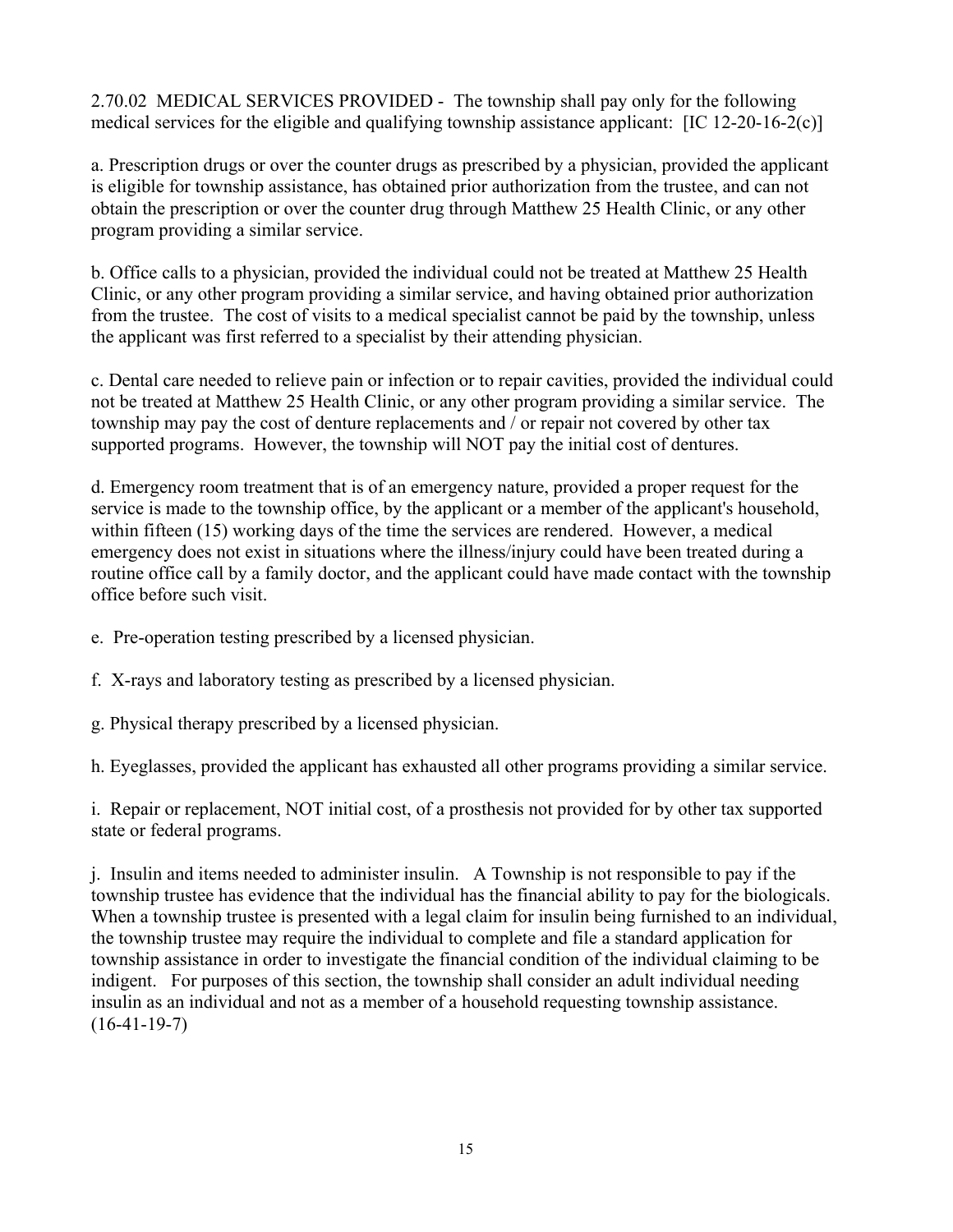2.70.02 MEDICAL SERVICES PROVIDED - The township shall pay only for the following medical services for the eligible and qualifying township assistance applicant: [IC 12-20-16-2(c)]

a. Prescription drugs or over the counter drugs as prescribed by a physician, provided the applicant is eligible for township assistance, has obtained prior authorization from the trustee, and can not obtain the prescription or over the counter drug through Matthew 25 Health Clinic, or any other program providing a similar service.

b. Office calls to a physician, provided the individual could not be treated at Matthew 25 Health Clinic, or any other program providing a similar service, and having obtained prior authorization from the trustee. The cost of visits to a medical specialist cannot be paid by the township, unless the applicant was first referred to a specialist by their attending physician.

c. Dental care needed to relieve pain or infection or to repair cavities, provided the individual could not be treated at Matthew 25 Health Clinic, or any other program providing a similar service. The township may pay the cost of denture replacements and / or repair not covered by other tax supported programs. However, the township will NOT pay the initial cost of dentures.

d. Emergency room treatment that is of an emergency nature, provided a proper request for the service is made to the township office, by the applicant or a member of the applicant's household, within fifteen (15) working days of the time the services are rendered. However, a medical emergency does not exist in situations where the illness/injury could have been treated during a routine office call by a family doctor, and the applicant could have made contact with the township office before such visit.

e. Pre-operation testing prescribed by a licensed physician.

f. X-rays and laboratory testing as prescribed by a licensed physician.

g. Physical therapy prescribed by a licensed physician.

h. Eyeglasses, provided the applicant has exhausted all other programs providing a similar service.

i. Repair or replacement, NOT initial cost, of a prosthesis not provided for by other tax supported state or federal programs.

j. Insulin and items needed to administer insulin. A Township is not responsible to pay if the township trustee has evidence that the individual has the financial ability to pay for the biologicals. When a township trustee is presented with a legal claim for insulin being furnished to an individual, the township trustee may require the individual to complete and file a standard application for township assistance in order to investigate the financial condition of the individual claiming to be indigent. For purposes of this section, the township shall consider an adult individual needing insulin as an individual and not as a member of a household requesting township assistance. (16-41-19-7)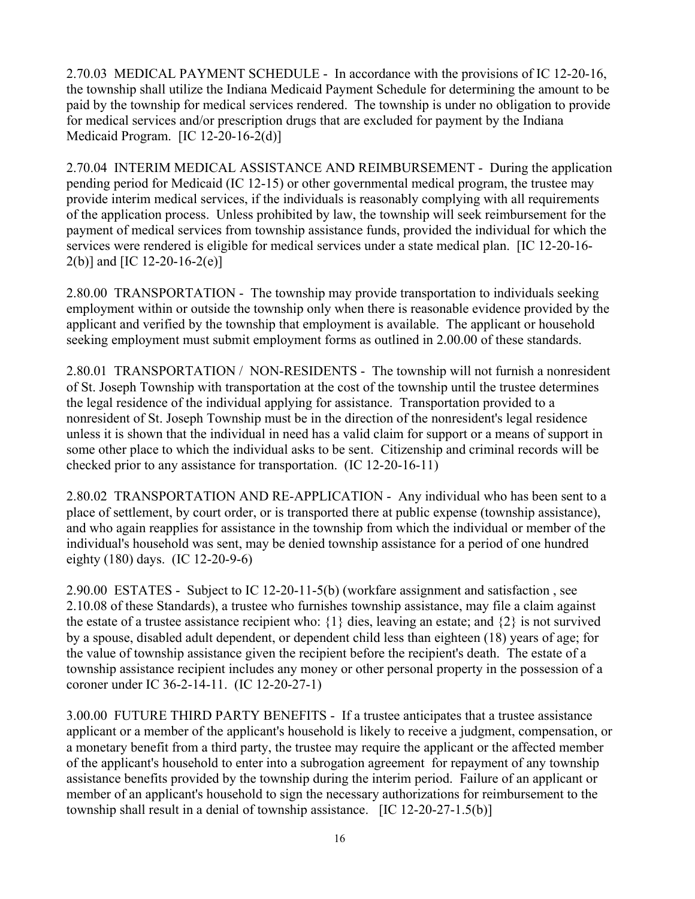2.70.03 MEDICAL PAYMENT SCHEDULE - In accordance with the provisions of IC 12-20-16, the township shall utilize the Indiana Medicaid Payment Schedule for determining the amount to be paid by the township for medical services rendered. The township is under no obligation to provide for medical services and/or prescription drugs that are excluded for payment by the Indiana Medicaid Program. [IC 12-20-16-2(d)]

2.70.04 INTERIM MEDICAL ASSISTANCE AND REIMBURSEMENT - During the application pending period for Medicaid (IC 12-15) or other governmental medical program, the trustee may provide interim medical services, if the individuals is reasonably complying with all requirements of the application process. Unless prohibited by law, the township will seek reimbursement for the payment of medical services from township assistance funds, provided the individual for which the services were rendered is eligible for medical services under a state medical plan. [IC 12-20-16-2(b)] and [IC 12-20-16-2(e)]

2.80.00 TRANSPORTATION - The township may provide transportation to individuals seeking employment within or outside the township only when there is reasonable evidence provided by the applicant and verified by the township that employment is available. The applicant or household seeking employment must submit employment forms as outlined in 2.00.00 of these standards.

2.80.01 TRANSPORTATION / NON-RESIDENTS - The township will not furnish a nonresident of St. Joseph Township with transportation at the cost of the township until the trustee determines the legal residence of the individual applying for assistance. Transportation provided to a nonresident of St. Joseph Township must be in the direction of the nonresident's legal residence unless it is shown that the individual in need has a valid claim for support or a means of support in some other place to which the individual asks to be sent. Citizenship and criminal records will be checked prior to any assistance for transportation. (IC 12-20-16-11)

2.80.02 TRANSPORTATION AND RE-APPLICATION - Any individual who has been sent to a place of settlement, by court order, or is transported there at public expense (township assistance), and who again reapplies for assistance in the township from which the individual or member of the individual's household was sent, may be denied township assistance for a period of one hundred eighty (180) days. (IC 12-20-9-6)

2.90.00 ESTATES - Subject to IC 12-20-11-5(b) (workfare assignment and satisfaction , see 2.10.08 of these Standards), a trustee who furnishes township assistance, may file a claim against the estate of a trustee assistance recipient who: {1} dies, leaving an estate; and {2} is not survived by a spouse, disabled adult dependent, or dependent child less than eighteen (18) years of age; for the value of township assistance given the recipient before the recipient's death. The estate of a township assistance recipient includes any money or other personal property in the possession of a coroner under IC 36-2-14-11. (IC 12-20-27-1)

3.00.00 FUTURE THIRD PARTY BENEFITS - If a trustee anticipates that a trustee assistance applicant or a member of the applicant's household is likely to receive a judgment, compensation, or a monetary benefit from a third party, the trustee may require the applicant or the affected member of the applicant's household to enter into a subrogation agreement for repayment of any township assistance benefits provided by the township during the interim period. Failure of an applicant or member of an applicant's household to sign the necessary authorizations for reimbursement to the township shall result in a denial of township assistance. [IC 12-20-27-1.5(b)]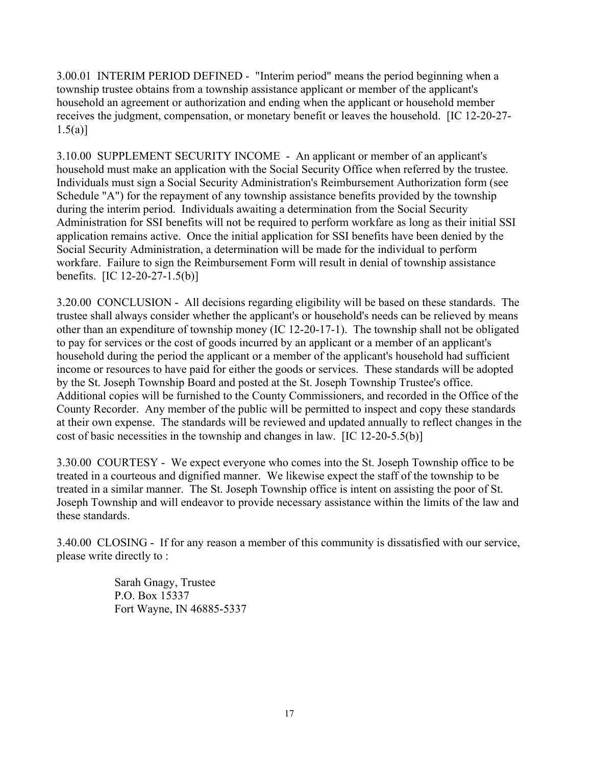3.00.01 INTERIM PERIOD DEFINED - "Interim period" means the period beginning when a township trustee obtains from a township assistance applicant or member of the applicant's household an agreement or authorization and ending when the applicant or household member receives the judgment, compensation, or monetary benefit or leaves the household. [IC 12-20-27-1.5(a)]

3.10.00 SUPPLEMENT SECURITY INCOME - An applicant or member of an applicant's household must make an application with the Social Security Office when referred by the trustee. Individuals must sign a Social Security Administration's Reimbursement Authorization form (see Schedule "A") for the repayment of any township assistance benefits provided by the township during the interim period. Individuals awaiting a determination from the Social Security Administration for SSI benefits will not be required to perform workfare as long as their initial SSI application remains active. Once the initial application for SSI benefits have been denied by the Social Security Administration, a determination will be made for the individual to perform workfare. Failure to sign the Reimbursement Form will result in denial of township assistance benefits. [IC 12-20-27-1.5(b)]

3.20.00 CONCLUSION - All decisions regarding eligibility will be based on these standards. The trustee shall always consider whether the applicant's or household's needs can be relieved by means other than an expenditure of township money (IC 12-20-17-1). The township shall not be obligated to pay for services or the cost of goods incurred by an applicant or a member of an applicant's household during the period the applicant or a member of the applicant's household had sufficient income or resources to have paid for either the goods or services. These standards will be adopted by the St. Joseph Township Board and posted at the St. Joseph Township Trustee's office. Additional copies will be furnished to the County Commissioners, and recorded in the Office of the County Recorder. Any member of the public will be permitted to inspect and copy these standards at their own expense. The standards will be reviewed and updated annually to reflect changes in the cost of basic necessities in the township and changes in law. [IC 12-20-5.5(b)]

3.30.00 COURTESY - We expect everyone who comes into the St. Joseph Township office to be treated in a courteous and dignified manner. We likewise expect the staff of the township to be treated in a similar manner. The St. Joseph Township office is intent on assisting the poor of St. Joseph Township and will endeavor to provide necessary assistance within the limits of the law and these standards.

3.40.00 CLOSING - If for any reason a member of this community is dissatisfied with our service, please write directly to :

Sarah Gnagy, Trustee
P.O. Box 15337
Fort Wayne, IN 46885-5337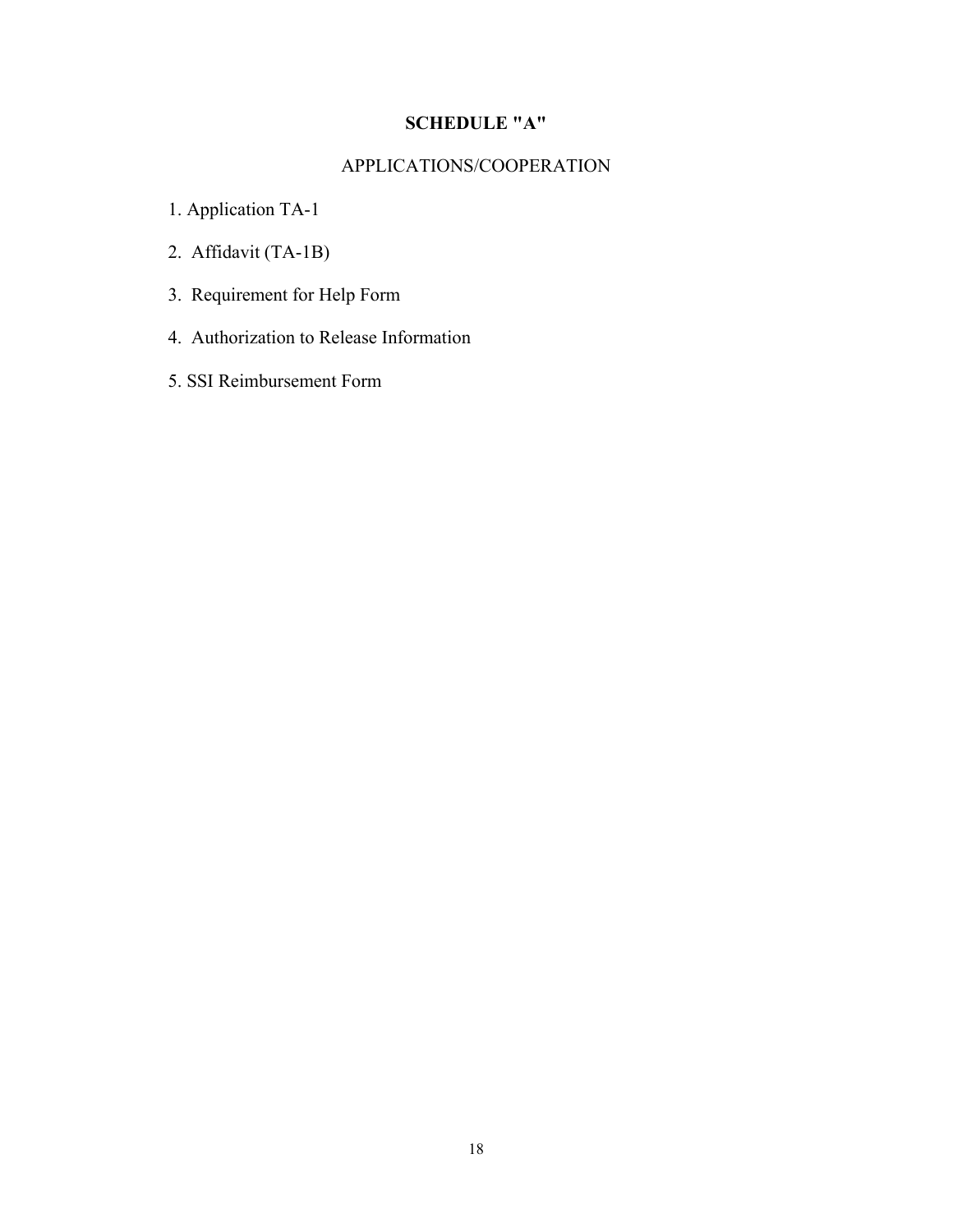## SCHEDULE "A"

APPLICATIONS/COOPERATION

1. Application TA-1
2. Affidavit (TA-1B)
3. Requirement for Help Form
4. Authorization to Release Information
5. SSI Reimbursement Form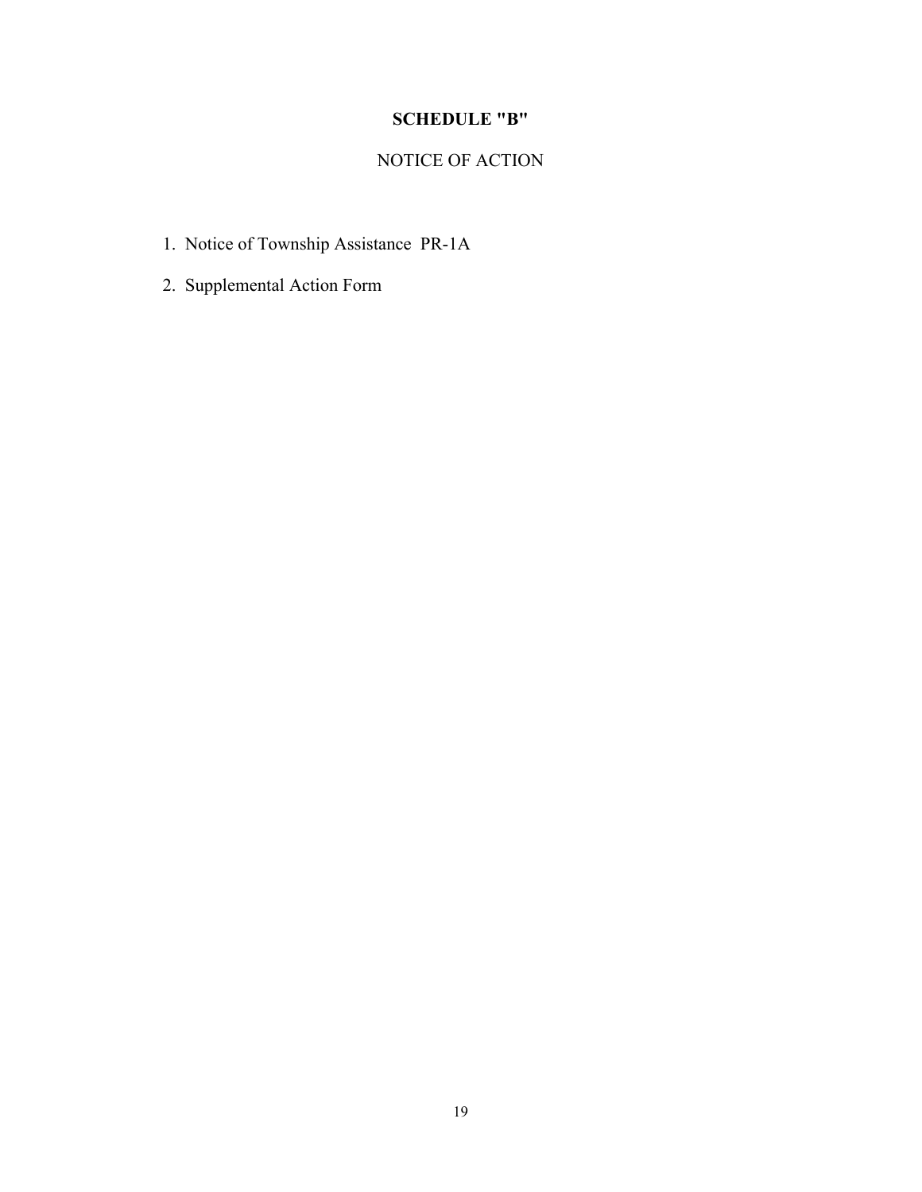## SCHEDULE "B"

NOTICE OF ACTION

1. Notice of Township Assistance PR-1A
2. Supplemental Action Form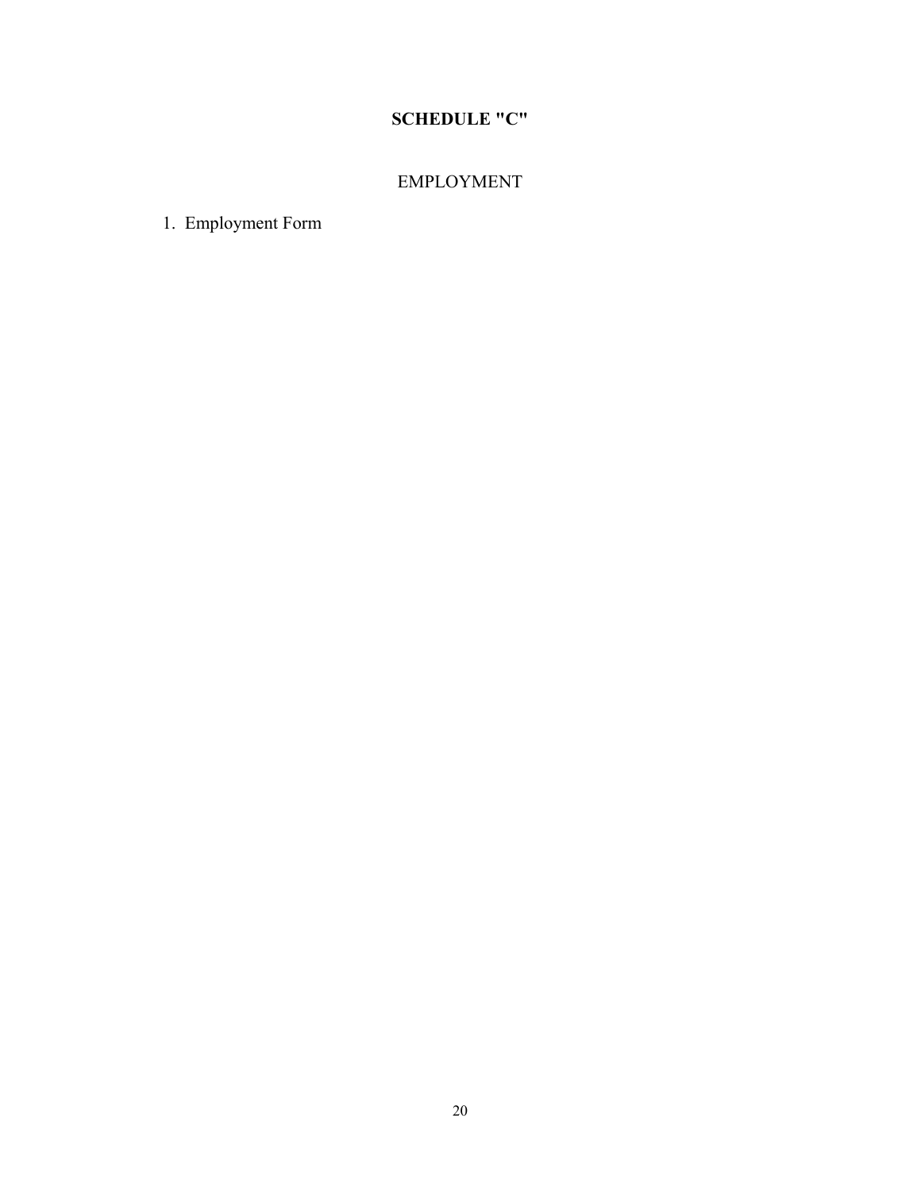# SCHEDULE "C"

## EMPLOYMENT

1. Employment Form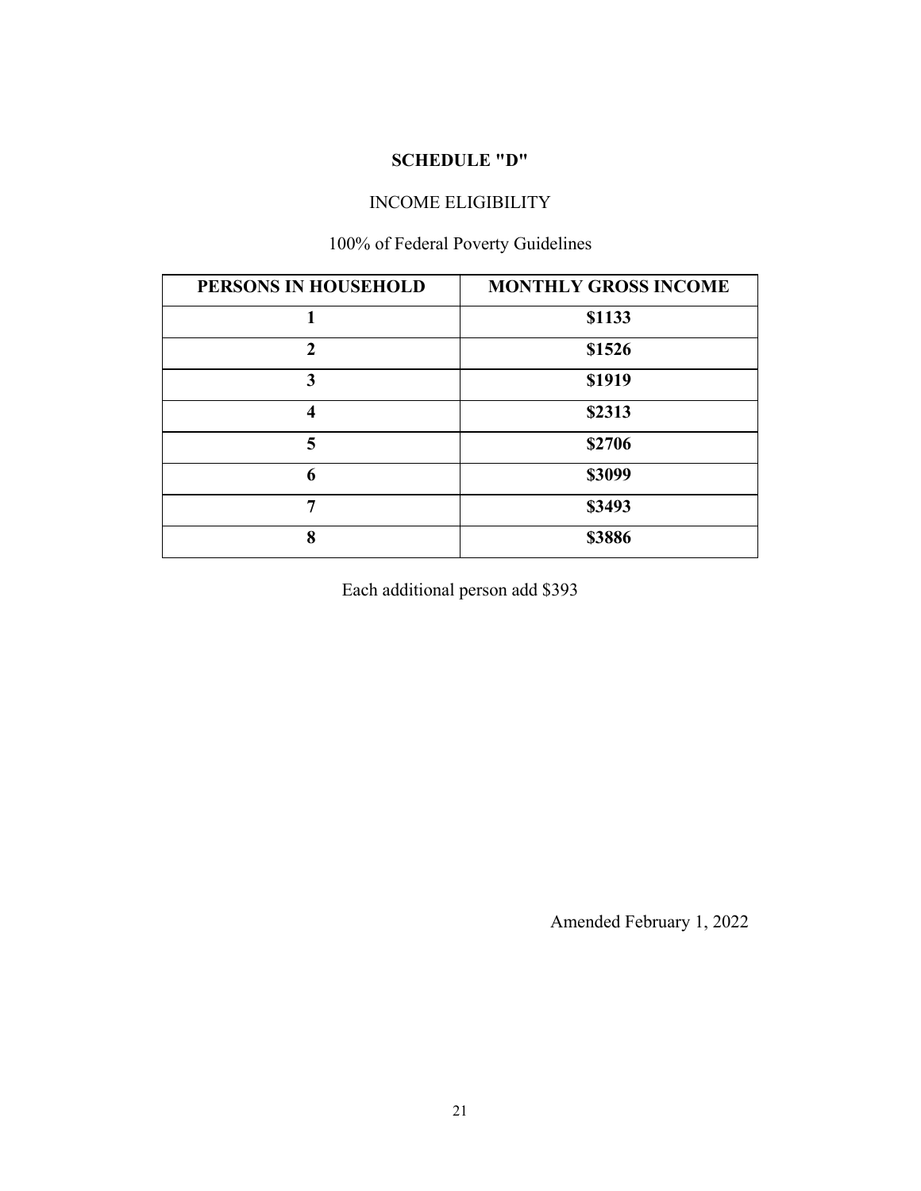**SCHEDULE "D"**

INCOME ELIGIBILITY

100% of Federal Poverty Guidelines

| PERSONS IN HOUSEHOLD | MONTHLY GROSS INCOME |
|---|---|
| **1** | **$1133** |
| **2** | **$1526** |
| **3** | **$1919** |
| **4** | **$2313** |
| **5** | **$2706** |
| **6** | **$3099** |
| **7** | **$3493** |
| **8** | **$3886** |

Each additional person add $393

Amended February 1, 2022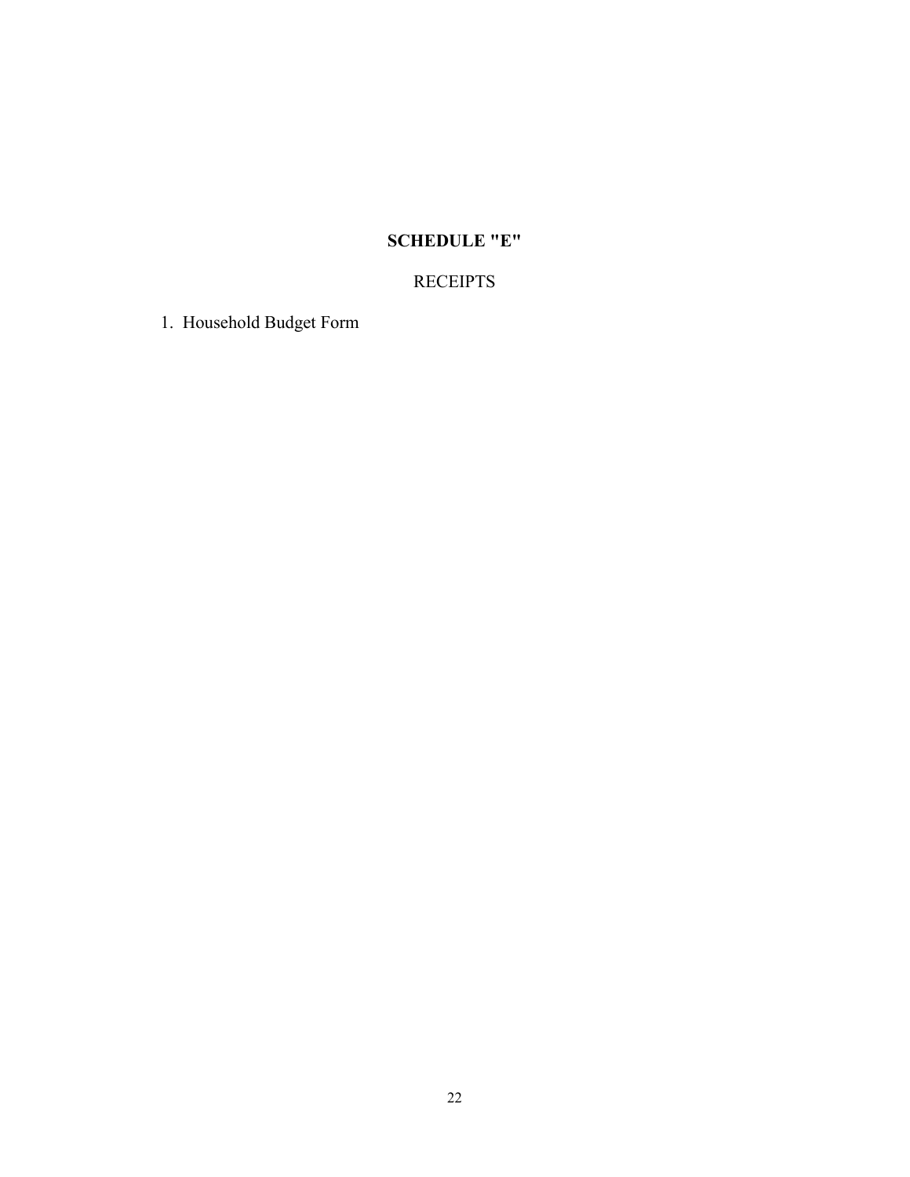# SCHEDULE "E"

RECEIPTS

1. Household Budget Form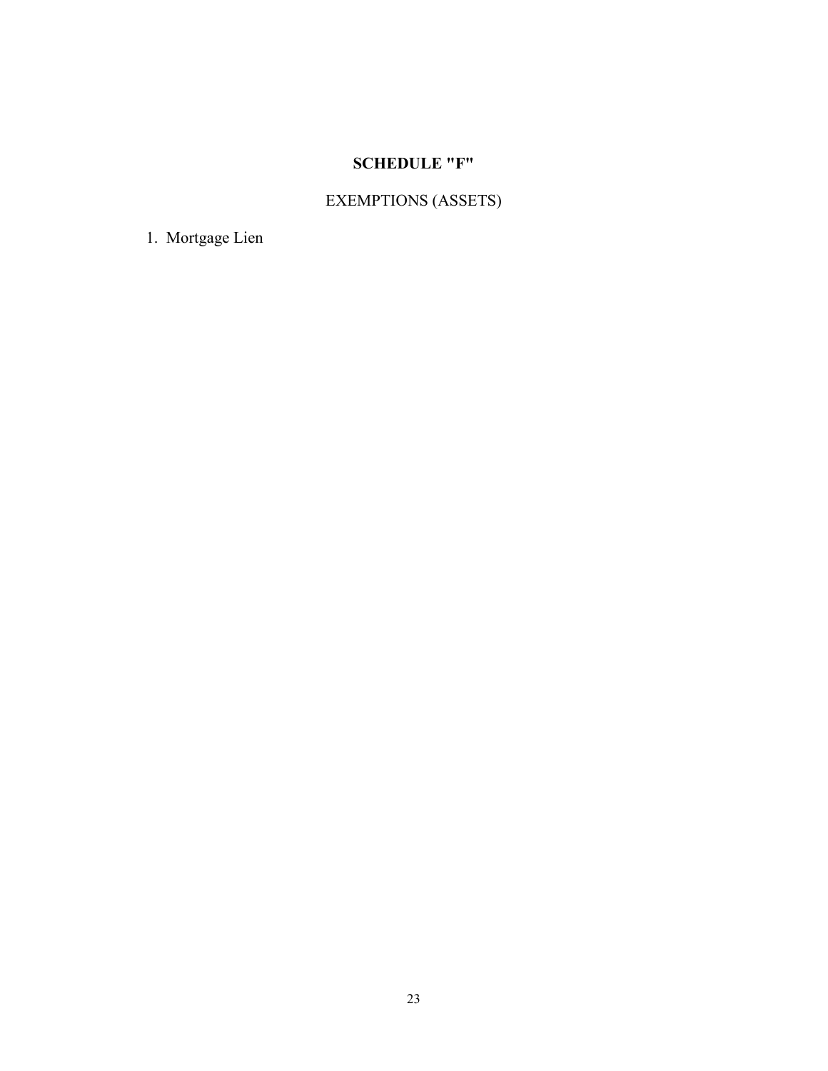# SCHEDULE "F"

EXEMPTIONS (ASSETS)

1. Mortgage Lien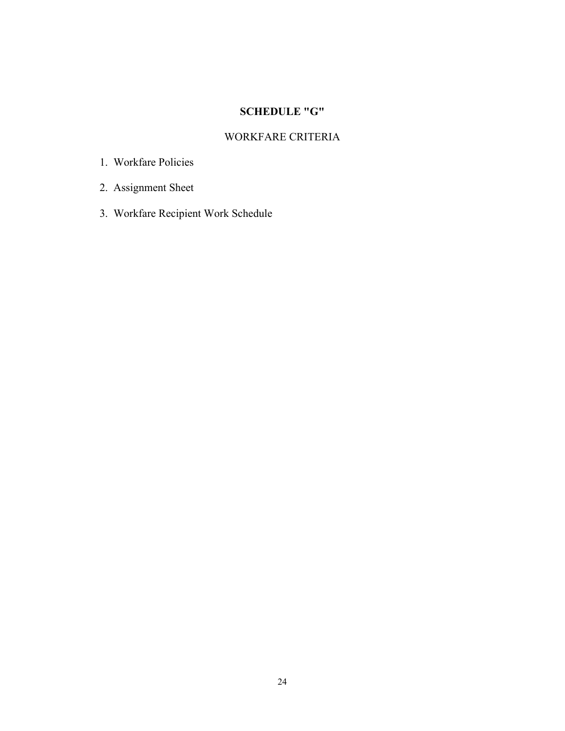# SCHEDULE "G"

## WORKFARE CRITERIA

1. Workfare Policies
2. Assignment Sheet
3. Workfare Recipient Work Schedule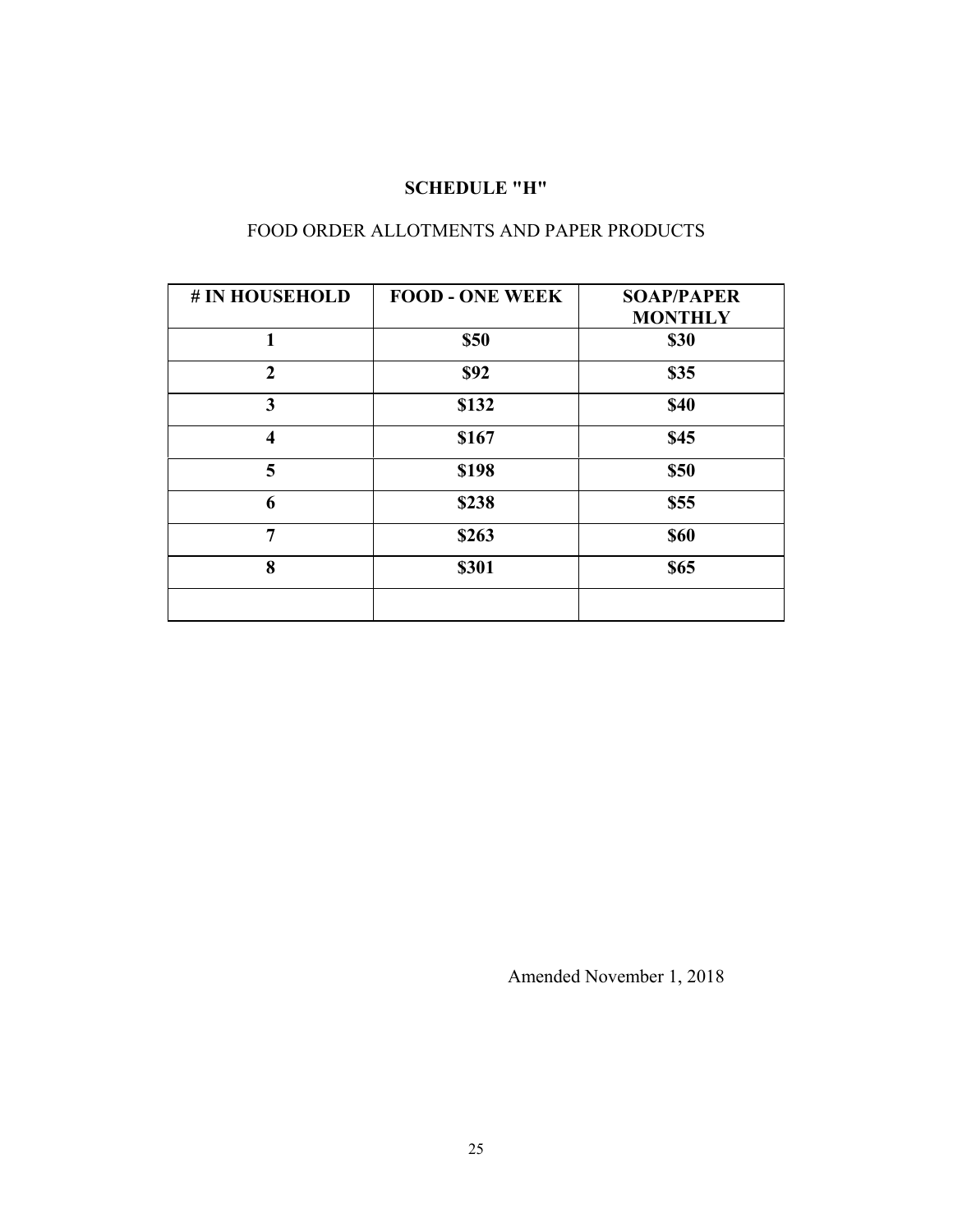## SCHEDULE "H"

FOOD ORDER ALLOTMENTS AND PAPER PRODUCTS

| # IN HOUSEHOLD | FOOD - ONE WEEK | SOAP/PAPER MONTHLY |
|---|---|---|
| 1 | $50 | $30 |
| 2 | $92 | $35 |
| 3 | $132 | $40 |
| 4 | $167 | $45 |
| 5 | $198 | $50 |
| 6 | $238 | $55 |
| 7 | $263 | $60 |
| 8 | $301 | $65 |
| | | |

Amended November 1, 2018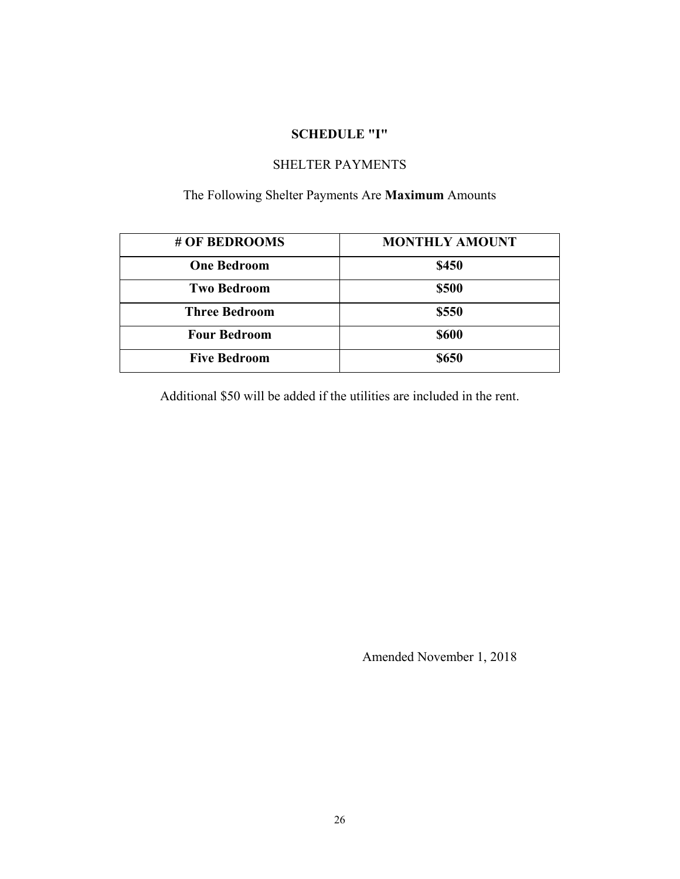## SCHEDULE "I"

SHELTER PAYMENTS

The Following Shelter Payments Are **Maximum** Amounts

| # OF BEDROOMS | MONTHLY AMOUNT |
|---|---|
| **One Bedroom** | **$450** |
| **Two Bedroom** | **$500** |
| **Three Bedroom** | **$550** |
| **Four Bedroom** | **$600** |
| **Five Bedroom** | **$650** |

Additional $50 will be added if the utilities are included in the rent.

Amended November 1, 2018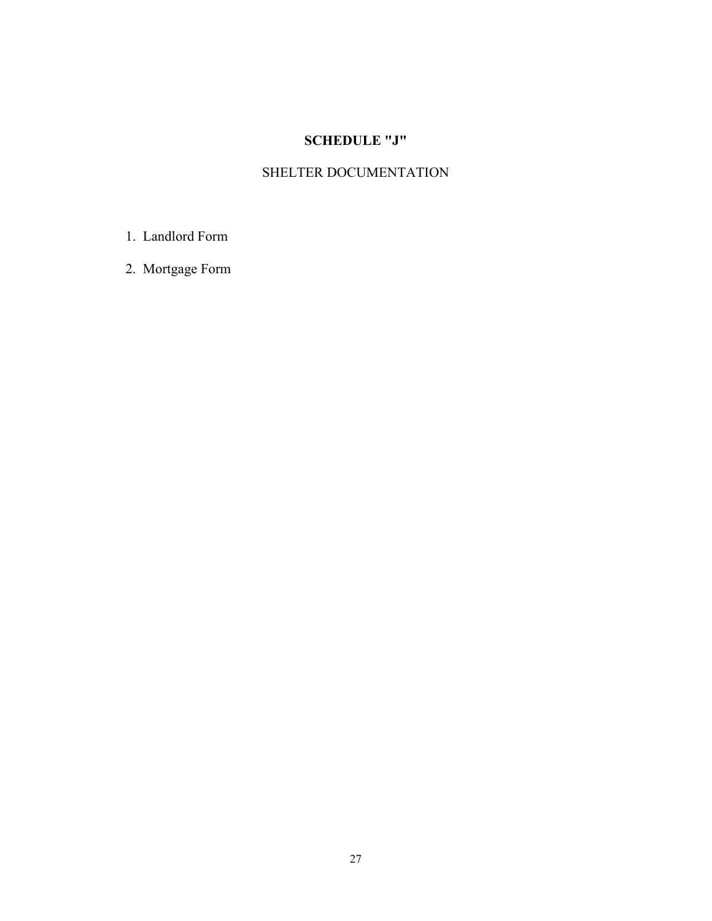# SCHEDULE "J"

## SHELTER DOCUMENTATION

1. Landlord Form
2. Mortgage Form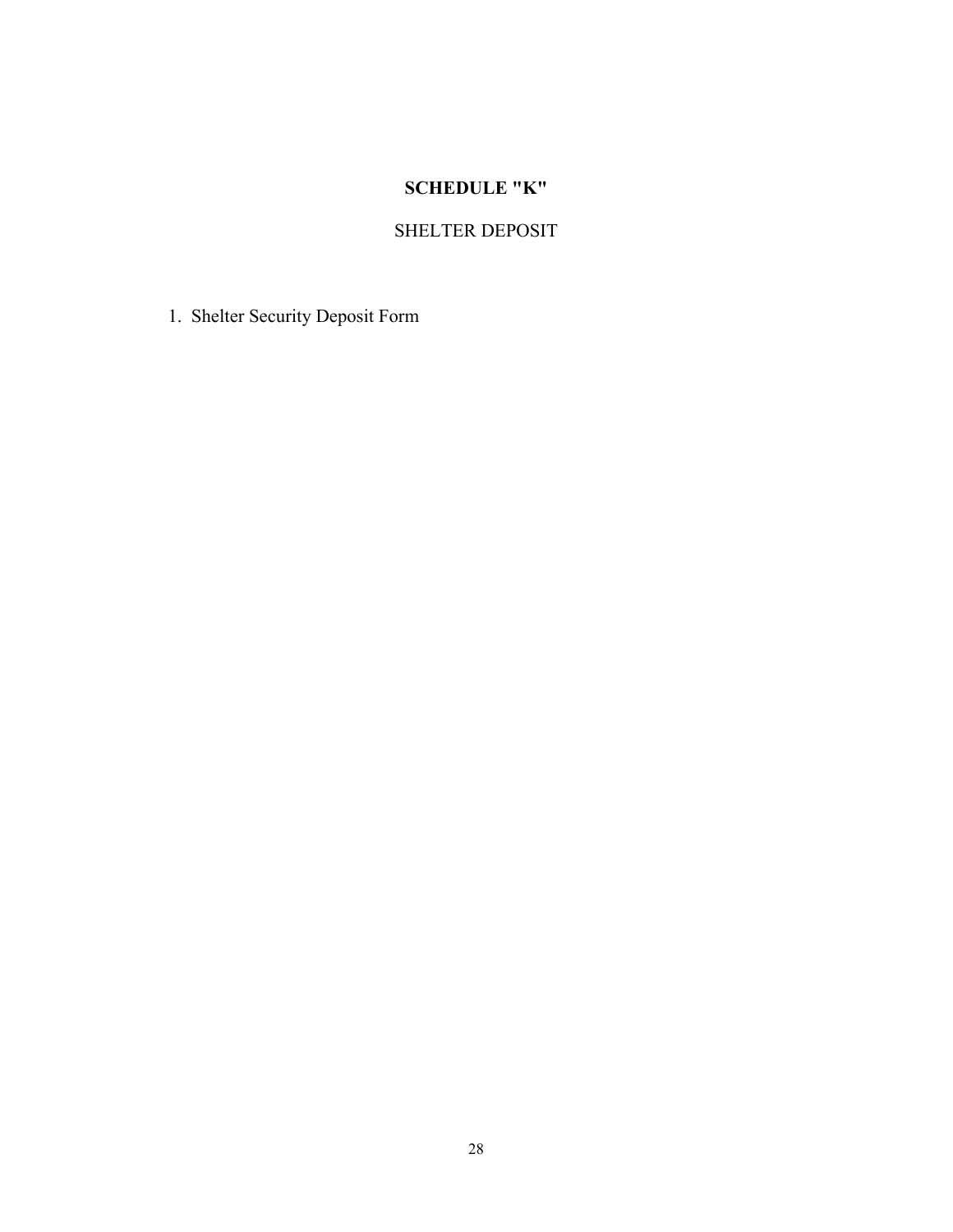# SCHEDULE "K"

## SHELTER DEPOSIT

1. Shelter Security Deposit Form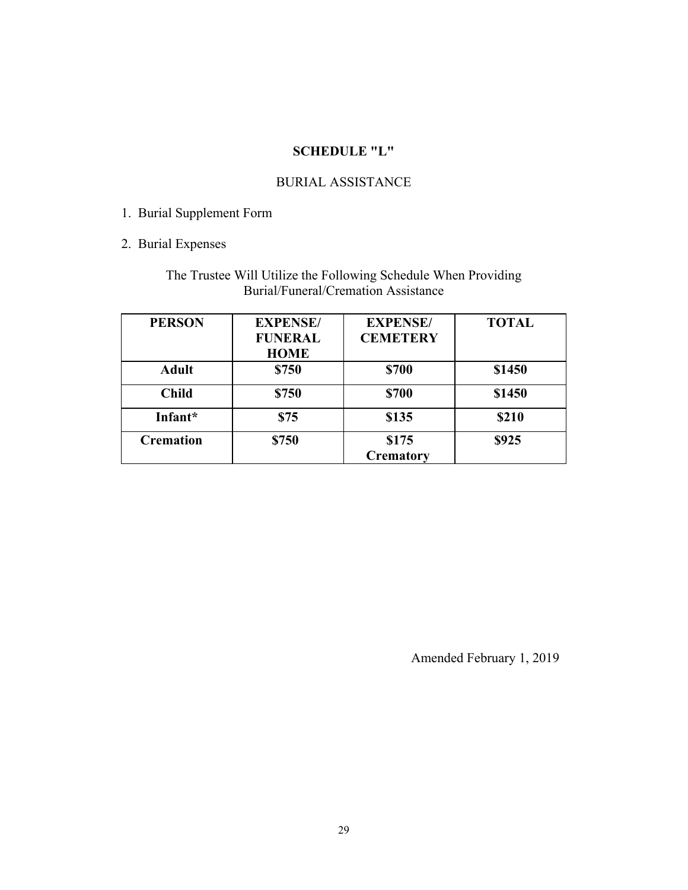# SCHEDULE "L"

## BURIAL ASSISTANCE

1. Burial Supplement Form

2. Burial Expenses

The Trustee Will Utilize the Following Schedule When Providing Burial/Funeral/Cremation Assistance

| PERSON | EXPENSE/ FUNERAL HOME | EXPENSE/ CEMETERY | TOTAL |
|---|---|---|---|
| **Adult** | **$750** | **$700** | **$1450** |
| **Child** | **$750** | **$700** | **$1450** |
| **Infant*** | **$75** | **$135** | **$210** |
| **Cremation** | **$750** | **$175 Crematory** | **$925** |

Amended February 1, 2019